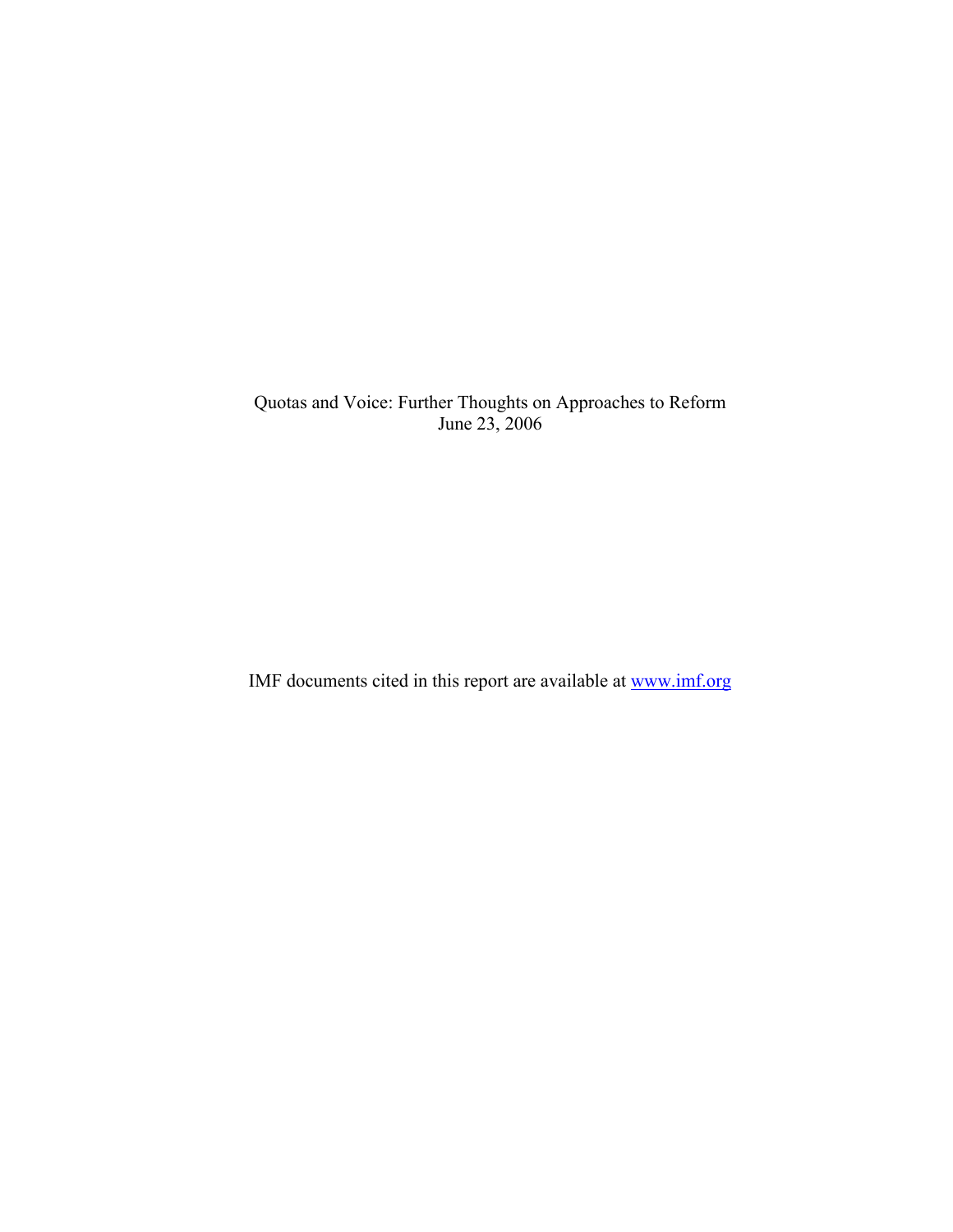Quotas and Voice: Further Thoughts on Approaches to Reform
June 23, 2006

IMF documents cited in this report are available at www.imf.org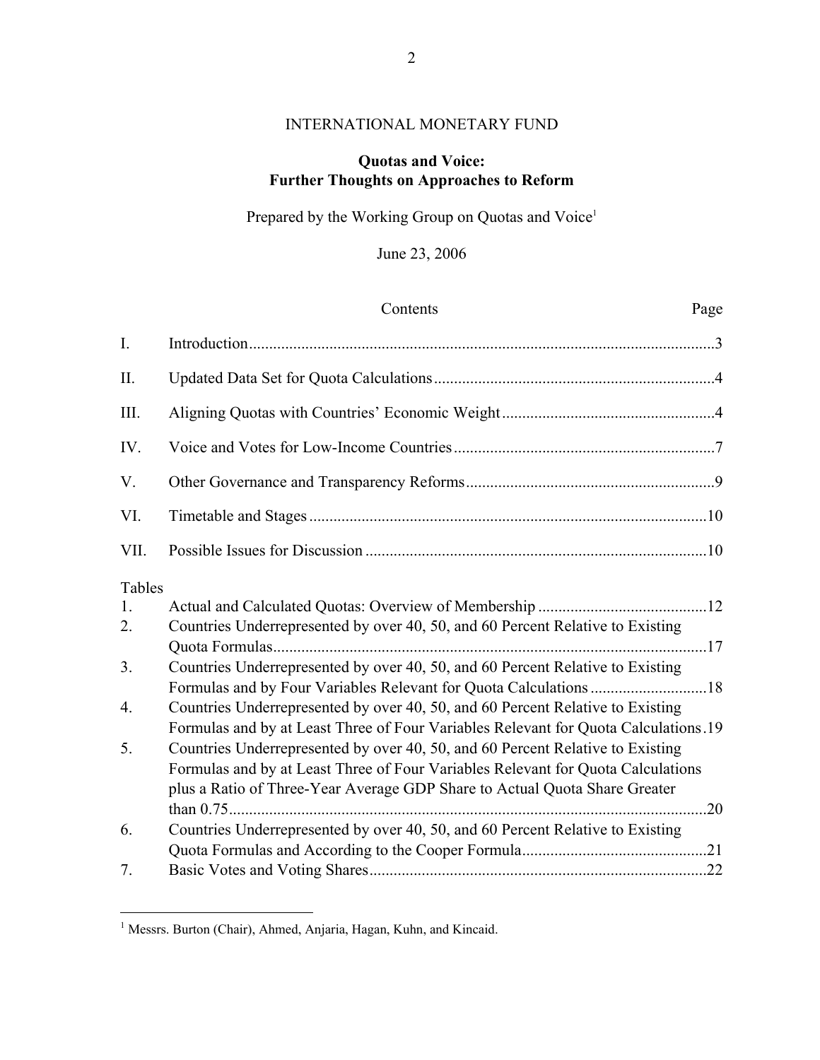INTERNATIONAL MONETARY FUND

# Quotas and Voice: Further Thoughts on Approaches to Reform

Prepared by the Working Group on Quotas and Voice[1]

June 23, 2006

| | Contents | Page |
|---|---|---|
| I. | Introduction | 3 |
| II. | Updated Data Set for Quota Calculations | 4 |
| III. | Aligning Quotas with Countries' Economic Weight | 4 |
| IV. | Voice and Votes for Low-Income Countries | 7 |
| V. | Other Governance and Transparency Reforms | 9 |
| VI. | Timetable and Stages | 10 |
| VII. | Possible Issues for Discussion | 10 |

| Tables | | |
|---|---|---|
| 1. | Actual and Calculated Quotas: Overview of Membership | 12 |
| 2. | Countries Underrepresented by over 40, 50, and 60 Percent Relative to Existing Quota Formulas | 17 |
| 3. | Countries Underrepresented by over 40, 50, and 60 Percent Relative to Existing Formulas and by Four Variables Relevant for Quota Calculations | 18 |
| 4. | Countries Underrepresented by over 40, 50, and 60 Percent Relative to Existing Formulas and by at Least Three of Four Variables Relevant for Quota Calculations | 19 |
| 5. | Countries Underrepresented by over 40, 50, and 60 Percent Relative to Existing Formulas and by at Least Three of Four Variables Relevant for Quota Calculations plus a Ratio of Three-Year Average GDP Share to Actual Quota Share Greater than 0.75 | 20 |
| 6. | Countries Underrepresented by over 40, 50, and 60 Percent Relative to Existing Quota Formulas and According to the Cooper Formula | 21 |
| 7. | Basic Votes and Voting Shares | 22 |

[1] Messrs. Burton (Chair), Ahmed, Anjaria, Hagan, Kuhn, and Kincaid.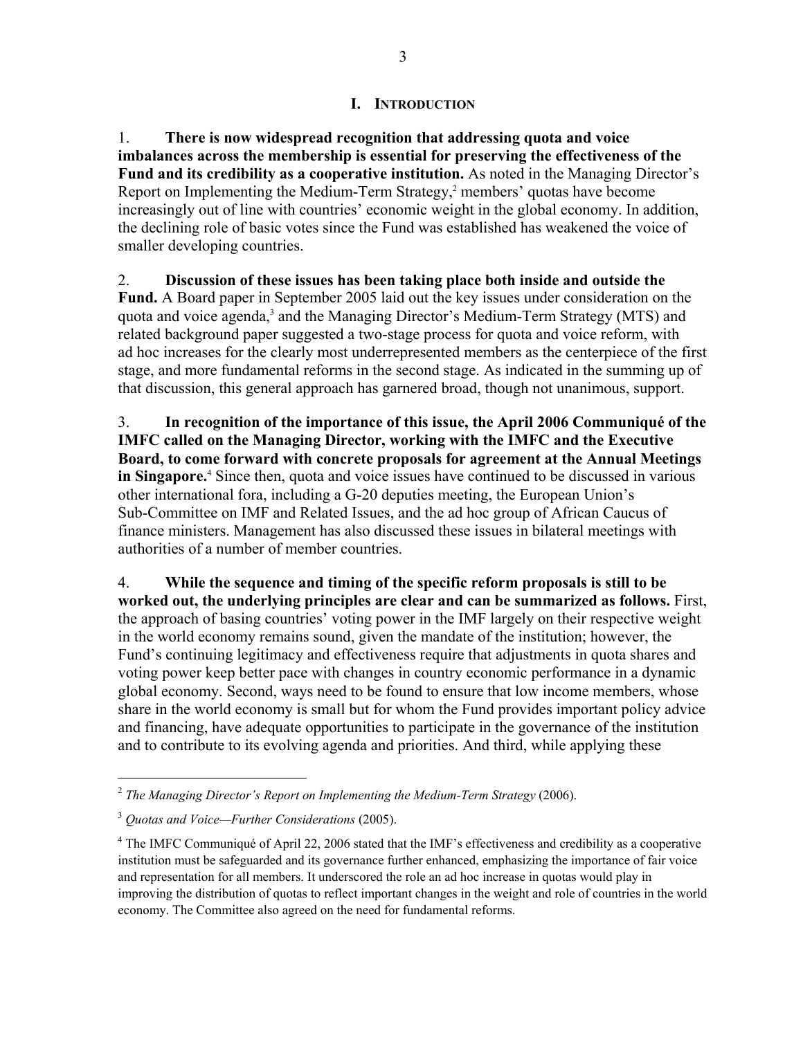## I. INTRODUCTION

1. **There is now widespread recognition that addressing quota and voice imbalances across the membership is essential for preserving the effectiveness of the Fund and its credibility as a cooperative institution.** As noted in the Managing Director's Report on Implementing the Medium-Term Strategy,[2] members' quotas have become increasingly out of line with countries' economic weight in the global economy. In addition, the declining role of basic votes since the Fund was established has weakened the voice of smaller developing countries.

2. **Discussion of these issues has been taking place both inside and outside the Fund.** A Board paper in September 2005 laid out the key issues under consideration on the quota and voice agenda,[3] and the Managing Director's Medium-Term Strategy (MTS) and related background paper suggested a two-stage process for quota and voice reform, with ad hoc increases for the clearly most underrepresented members as the centerpiece of the first stage, and more fundamental reforms in the second stage. As indicated in the summing up of that discussion, this general approach has garnered broad, though not unanimous, support.

3. **In recognition of the importance of this issue, the April 2006 Communiqué of the IMFC called on the Managing Director, working with the IMFC and the Executive Board, to come forward with concrete proposals for agreement at the Annual Meetings in Singapore.**[4] Since then, quota and voice issues have continued to be discussed in various other international fora, including a G-20 deputies meeting, the European Union's Sub-Committee on IMF and Related Issues, and the ad hoc group of African Caucus of finance ministers. Management has also discussed these issues in bilateral meetings with authorities of a number of member countries.

4. **While the sequence and timing of the specific reform proposals is still to be worked out, the underlying principles are clear and can be summarized as follows.** First, the approach of basing countries' voting power in the IMF largely on their respective weight in the world economy remains sound, given the mandate of the institution; however, the Fund's continuing legitimacy and effectiveness require that adjustments in quota shares and voting power keep better pace with changes in country economic performance in a dynamic global economy. Second, ways need to be found to ensure that low income members, whose share in the world economy is small but for whom the Fund provides important policy advice and financing, have adequate opportunities to participate in the governance of the institution and to contribute to its evolving agenda and priorities. And third, while applying these

---

[2] *The Managing Director's Report on Implementing the Medium-Term Strategy* (2006).

[3] *Quotas and Voice—Further Considerations* (2005).

[4] The IMFC Communiqué of April 22, 2006 stated that the IMF's effectiveness and credibility as a cooperative institution must be safeguarded and its governance further enhanced, emphasizing the importance of fair voice and representation for all members. It underscored the role an ad hoc increase in quotas would play in improving the distribution of quotas to reflect important changes in the weight and role of countries in the world economy. The Committee also agreed on the need for fundamental reforms.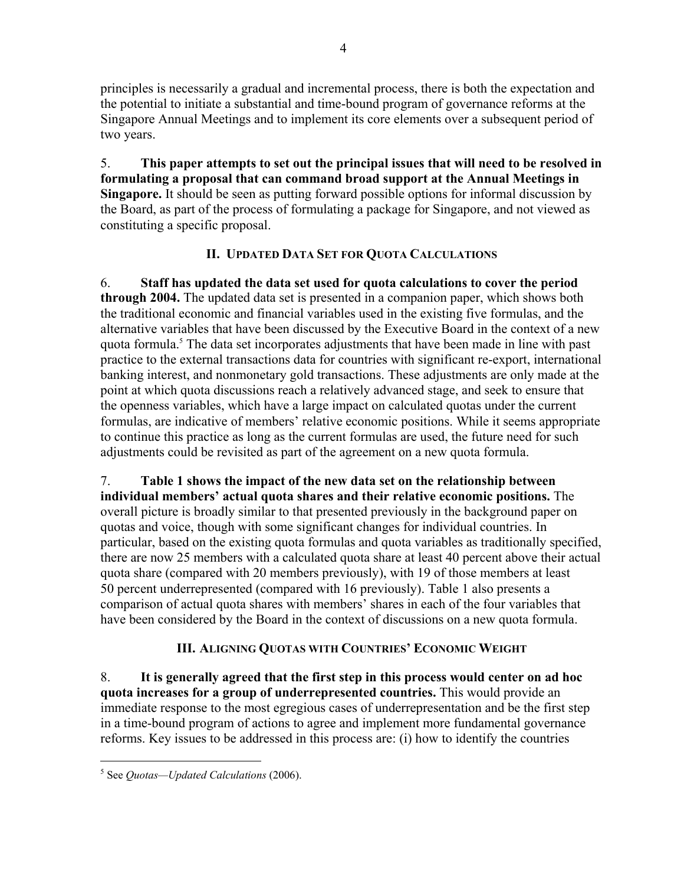principles is necessarily a gradual and incremental process, there is both the expectation and the potential to initiate a substantial and time-bound program of governance reforms at the Singapore Annual Meetings and to implement its core elements over a subsequent period of two years.

5. **This paper attempts to set out the principal issues that will need to be resolved in formulating a proposal that can command broad support at the Annual Meetings in Singapore.** It should be seen as putting forward possible options for informal discussion by the Board, as part of the process of formulating a package for Singapore, and not viewed as constituting a specific proposal.

## II. Updated Data Set for Quota Calculations

6. **Staff has updated the data set used for quota calculations to cover the period through 2004.** The updated data set is presented in a companion paper, which shows both the traditional economic and financial variables used in the existing five formulas, and the alternative variables that have been discussed by the Executive Board in the context of a new quota formula.[5] The data set incorporates adjustments that have been made in line with past practice to the external transactions data for countries with significant re-export, international banking interest, and nonmonetary gold transactions. These adjustments are only made at the point at which quota discussions reach a relatively advanced stage, and seek to ensure that the openness variables, which have a large impact on calculated quotas under the current formulas, are indicative of members' relative economic positions. While it seems appropriate to continue this practice as long as the current formulas are used, the future need for such adjustments could be revisited as part of the agreement on a new quota formula.

7. **Table 1 shows the impact of the new data set on the relationship between individual members' actual quota shares and their relative economic positions.** The overall picture is broadly similar to that presented previously in the background paper on quotas and voice, though with some significant changes for individual countries. In particular, based on the existing quota formulas and quota variables as traditionally specified, there are now 25 members with a calculated quota share at least 40 percent above their actual quota share (compared with 20 members previously), with 19 of those members at least 50 percent underrepresented (compared with 16 previously). Table 1 also presents a comparison of actual quota shares with members' shares in each of the four variables that have been considered by the Board in the context of discussions on a new quota formula.

## III. Aligning Quotas with Countries' Economic Weight

8. **It is generally agreed that the first step in this process would center on ad hoc quota increases for a group of underrepresented countries.** This would provide an immediate response to the most egregious cases of underrepresentation and be the first step in a time-bound program of actions to agree and implement more fundamental governance reforms. Key issues to be addressed in this process are: (i) how to identify the countries

[5] See *Quotas—Updated Calculations* (2006).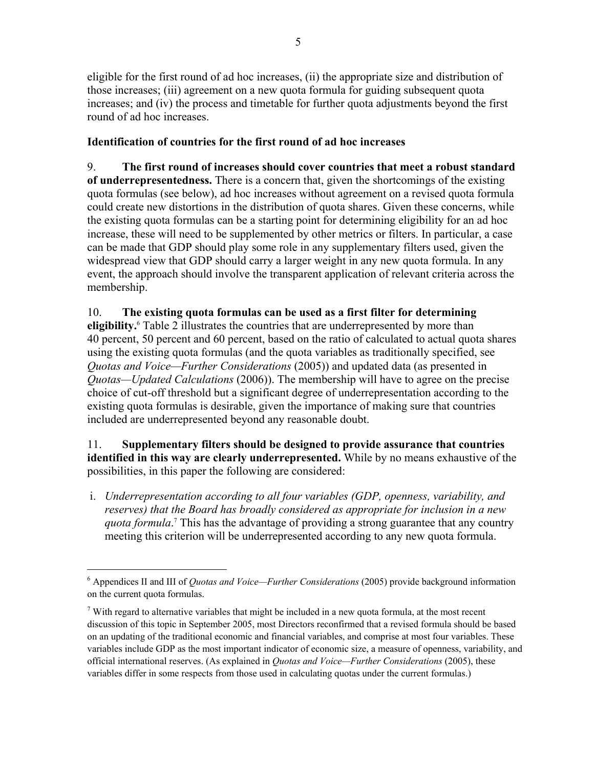eligible for the first round of ad hoc increases, (ii) the appropriate size and distribution of those increases; (iii) agreement on a new quota formula for guiding subsequent quota increases; and (iv) the process and timetable for further quota adjustments beyond the first round of ad hoc increases.

**Identification of countries for the first round of ad hoc increases**

9. **The first round of increases should cover countries that meet a robust standard of underrepresentedness.** There is a concern that, given the shortcomings of the existing quota formulas (see below), ad hoc increases without agreement on a revised quota formula could create new distortions in the distribution of quota shares. Given these concerns, while the existing quota formulas can be a starting point for determining eligibility for an ad hoc increase, these will need to be supplemented by other metrics or filters. In particular, a case can be made that GDP should play some role in any supplementary filters used, given the widespread view that GDP should carry a larger weight in any new quota formula. In any event, the approach should involve the transparent application of relevant criteria across the membership.

10. **The existing quota formulas can be used as a first filter for determining eligibility.**[6] Table 2 illustrates the countries that are underrepresented by more than 40 percent, 50 percent and 60 percent, based on the ratio of calculated to actual quota shares using the existing quota formulas (and the quota variables as traditionally specified, see *Quotas and Voice—Further Considerations* (2005)) and updated data (as presented in *Quotas—Updated Calculations* (2006)). The membership will have to agree on the precise choice of cut-off threshold but a significant degree of underrepresentation according to the existing quota formulas is desirable, given the importance of making sure that countries included are underrepresented beyond any reasonable doubt.

11. **Supplementary filters should be designed to provide assurance that countries identified in this way are clearly underrepresented.** While by no means exhaustive of the possibilities, in this paper the following are considered:

i. *Underrepresentation according to all four variables (GDP, openness, variability, and reserves) that the Board has broadly considered as appropriate for inclusion in a new quota formula*.[7] This has the advantage of providing a strong guarantee that any country meeting this criterion will be underrepresented according to any new quota formula.

---

[6] Appendices II and III of *Quotas and Voice—Further Considerations* (2005) provide background information on the current quota formulas.

[7] With regard to alternative variables that might be included in a new quota formula, at the most recent discussion of this topic in September 2005, most Directors reconfirmed that a revised formula should be based on an updating of the traditional economic and financial variables, and comprise at most four variables. These variables include GDP as the most important indicator of economic size, a measure of openness, variability, and official international reserves. (As explained in *Quotas and Voice—Further Considerations* (2005), these variables differ in some respects from those used in calculating quotas under the current formulas.)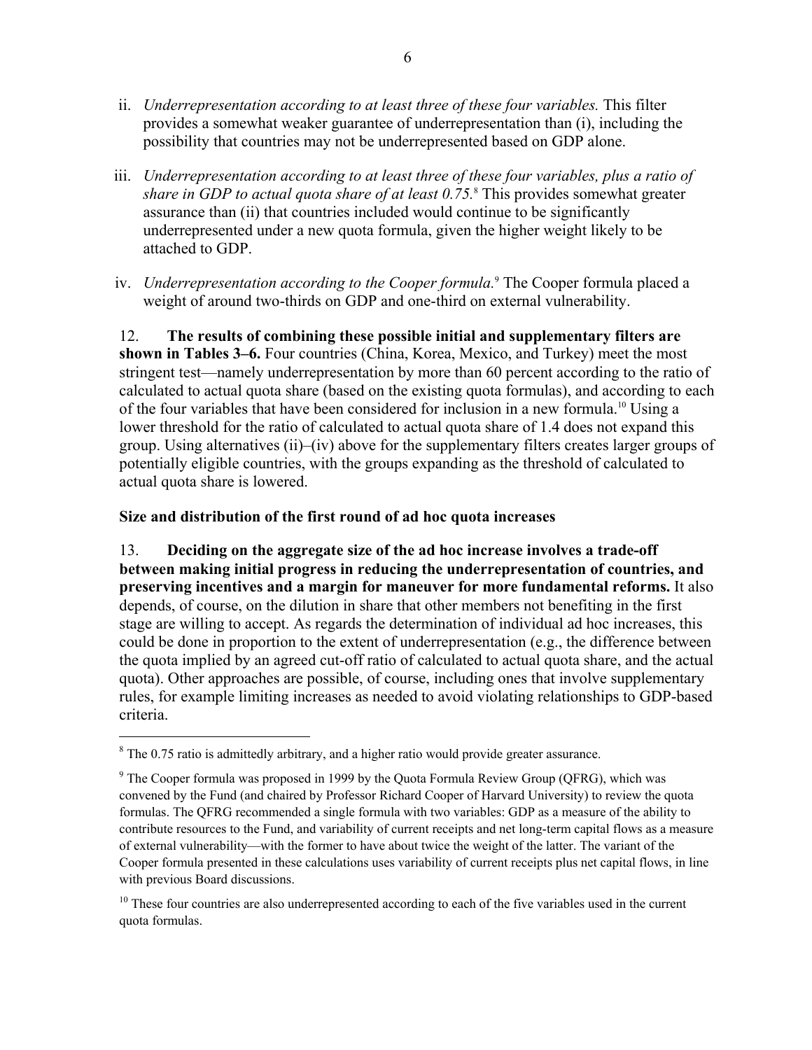ii. *Underrepresentation according to at least three of these four variables.* This filter provides a somewhat weaker guarantee of underrepresentation than (i), including the possibility that countries may not be underrepresented based on GDP alone.

iii. *Underrepresentation according to at least three of these four variables, plus a ratio of share in GDP to actual quota share of at least 0.75.*[8] This provides somewhat greater assurance than (ii) that countries included would continue to be significantly underrepresented under a new quota formula, given the higher weight likely to be attached to GDP.

iv. *Underrepresentation according to the Cooper formula.*[9] The Cooper formula placed a weight of around two-thirds on GDP and one-third on external vulnerability.

12. **The results of combining these possible initial and supplementary filters are shown in Tables 3–6.** Four countries (China, Korea, Mexico, and Turkey) meet the most stringent test—namely underrepresentation by more than 60 percent according to the ratio of calculated to actual quota share (based on the existing quota formulas), and according to each of the four variables that have been considered for inclusion in a new formula.[10] Using a lower threshold for the ratio of calculated to actual quota share of 1.4 does not expand this group. Using alternatives (ii)–(iv) above for the supplementary filters creates larger groups of potentially eligible countries, with the groups expanding as the threshold of calculated to actual quota share is lowered.

**Size and distribution of the first round of ad hoc quota increases**

13. **Deciding on the aggregate size of the ad hoc increase involves a trade-off between making initial progress in reducing the underrepresentation of countries, and preserving incentives and a margin for maneuver for more fundamental reforms.** It also depends, of course, on the dilution in share that other members not benefiting in the first stage are willing to accept. As regards the determination of individual ad hoc increases, this could be done in proportion to the extent of underrepresentation (e.g., the difference between the quota implied by an agreed cut-off ratio of calculated to actual quota share, and the actual quota). Other approaches are possible, of course, including ones that involve supplementary rules, for example limiting increases as needed to avoid violating relationships to GDP-based criteria.

---

[8] The 0.75 ratio is admittedly arbitrary, and a higher ratio would provide greater assurance.

[9] The Cooper formula was proposed in 1999 by the Quota Formula Review Group (QFRG), which was convened by the Fund (and chaired by Professor Richard Cooper of Harvard University) to review the quota formulas. The QFRG recommended a single formula with two variables: GDP as a measure of the ability to contribute resources to the Fund, and variability of current receipts and net long-term capital flows as a measure of external vulnerability—with the former to have about twice the weight of the latter. The variant of the Cooper formula presented in these calculations uses variability of current receipts plus net capital flows, in line with previous Board discussions.

[10] These four countries are also underrepresented according to each of the five variables used in the current quota formulas.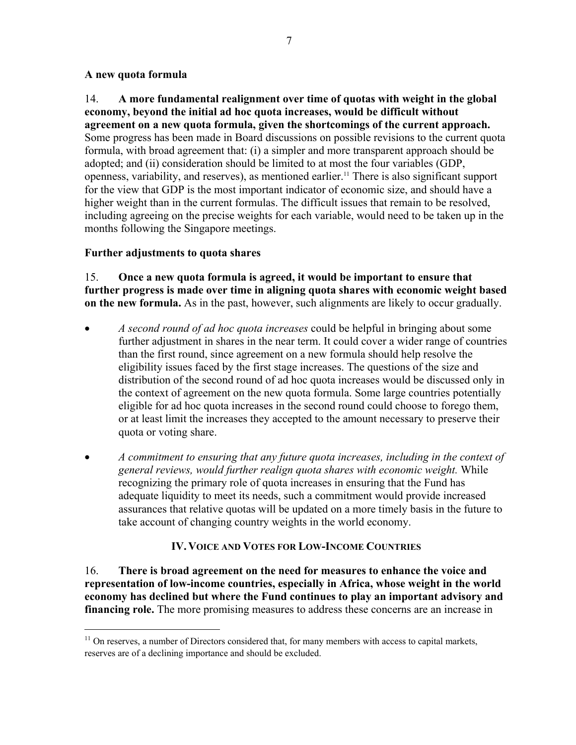### A new quota formula

14. **A more fundamental realignment over time of quotas with weight in the global economy, beyond the initial ad hoc quota increases, would be difficult without agreement on a new quota formula, given the shortcomings of the current approach.** Some progress has been made in Board discussions on possible revisions to the current quota formula, with broad agreement that: (i) a simpler and more transparent approach should be adopted; and (ii) consideration should be limited to at most the four variables (GDP, openness, variability, and reserves), as mentioned earlier.[11] There is also significant support for the view that GDP is the most important indicator of economic size, and should have a higher weight than in the current formulas. The difficult issues that remain to be resolved, including agreeing on the precise weights for each variable, would need to be taken up in the months following the Singapore meetings.

### Further adjustments to quota shares

15. **Once a new quota formula is agreed, it would be important to ensure that further progress is made over time in aligning quota shares with economic weight based on the new formula.** As in the past, however, such alignments are likely to occur gradually.

- *A second round of ad hoc quota increases* could be helpful in bringing about some further adjustment in shares in the near term. It could cover a wider range of countries than the first round, since agreement on a new formula should help resolve the eligibility issues faced by the first stage increases. The questions of the size and distribution of the second round of ad hoc quota increases would be discussed only in the context of agreement on the new quota formula. Some large countries potentially eligible for ad hoc quota increases in the second round could choose to forego them, or at least limit the increases they accepted to the amount necessary to preserve their quota or voting share.

- *A commitment to ensuring that any future quota increases, including in the context of general reviews, would further realign quota shares with economic weight.* While recognizing the primary role of quota increases in ensuring that the Fund has adequate liquidity to meet its needs, such a commitment would provide increased assurances that relative quotas will be updated on a more timely basis in the future to take account of changing country weights in the world economy.

## IV. Voice and Votes for Low-Income Countries

16. **There is broad agreement on the need for measures to enhance the voice and representation of low-income countries, especially in Africa, whose weight in the world economy has declined but where the Fund continues to play an important advisory and financing role.** The more promising measures to address these concerns are an increase in

---

[11] On reserves, a number of Directors considered that, for many members with access to capital markets, reserves are of a declining importance and should be excluded.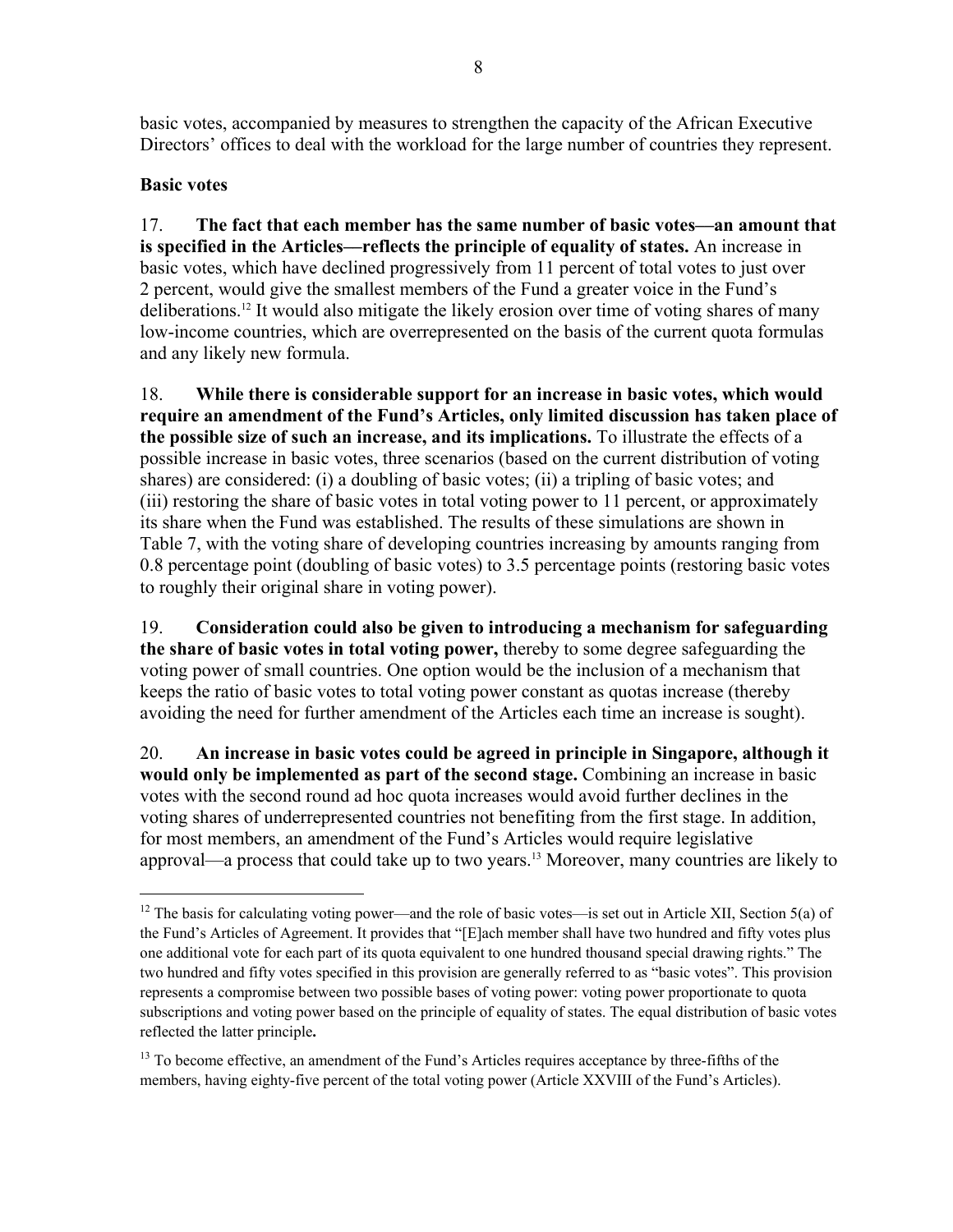basic votes, accompanied by measures to strengthen the capacity of the African Executive Directors' offices to deal with the workload for the large number of countries they represent.

**Basic votes**

17. **The fact that each member has the same number of basic votes—an amount that is specified in the Articles—reflects the principle of equality of states.** An increase in basic votes, which have declined progressively from 11 percent of total votes to just over 2 percent, would give the smallest members of the Fund a greater voice in the Fund's deliberations.[12] It would also mitigate the likely erosion over time of voting shares of many low-income countries, which are overrepresented on the basis of the current quota formulas and any likely new formula.

18. **While there is considerable support for an increase in basic votes, which would require an amendment of the Fund's Articles, only limited discussion has taken place of the possible size of such an increase, and its implications.** To illustrate the effects of a possible increase in basic votes, three scenarios (based on the current distribution of voting shares) are considered: (i) a doubling of basic votes; (ii) a tripling of basic votes; and (iii) restoring the share of basic votes in total voting power to 11 percent, or approximately its share when the Fund was established. The results of these simulations are shown in Table 7, with the voting share of developing countries increasing by amounts ranging from 0.8 percentage point (doubling of basic votes) to 3.5 percentage points (restoring basic votes to roughly their original share in voting power).

19. **Consideration could also be given to introducing a mechanism for safeguarding the share of basic votes in total voting power,** thereby to some degree safeguarding the voting power of small countries. One option would be the inclusion of a mechanism that keeps the ratio of basic votes to total voting power constant as quotas increase (thereby avoiding the need for further amendment of the Articles each time an increase is sought).

20. **An increase in basic votes could be agreed in principle in Singapore, although it would only be implemented as part of the second stage.** Combining an increase in basic votes with the second round ad hoc quota increases would avoid further declines in the voting shares of underrepresented countries not benefiting from the first stage. In addition, for most members, an amendment of the Fund's Articles would require legislative approval—a process that could take up to two years.[13] Moreover, many countries are likely to

---

[12] The basis for calculating voting power—and the role of basic votes—is set out in Article XII, Section 5(a) of the Fund's Articles of Agreement. It provides that "[E]ach member shall have two hundred and fifty votes plus one additional vote for each part of its quota equivalent to one hundred thousand special drawing rights." The two hundred and fifty votes specified in this provision are generally referred to as "basic votes". This provision represents a compromise between two possible bases of voting power: voting power proportionate to quota subscriptions and voting power based on the principle of equality of states. The equal distribution of basic votes reflected the latter principle**.**

[13] To become effective, an amendment of the Fund's Articles requires acceptance by three-fifths of the members, having eighty-five percent of the total voting power (Article XXVIII of the Fund's Articles).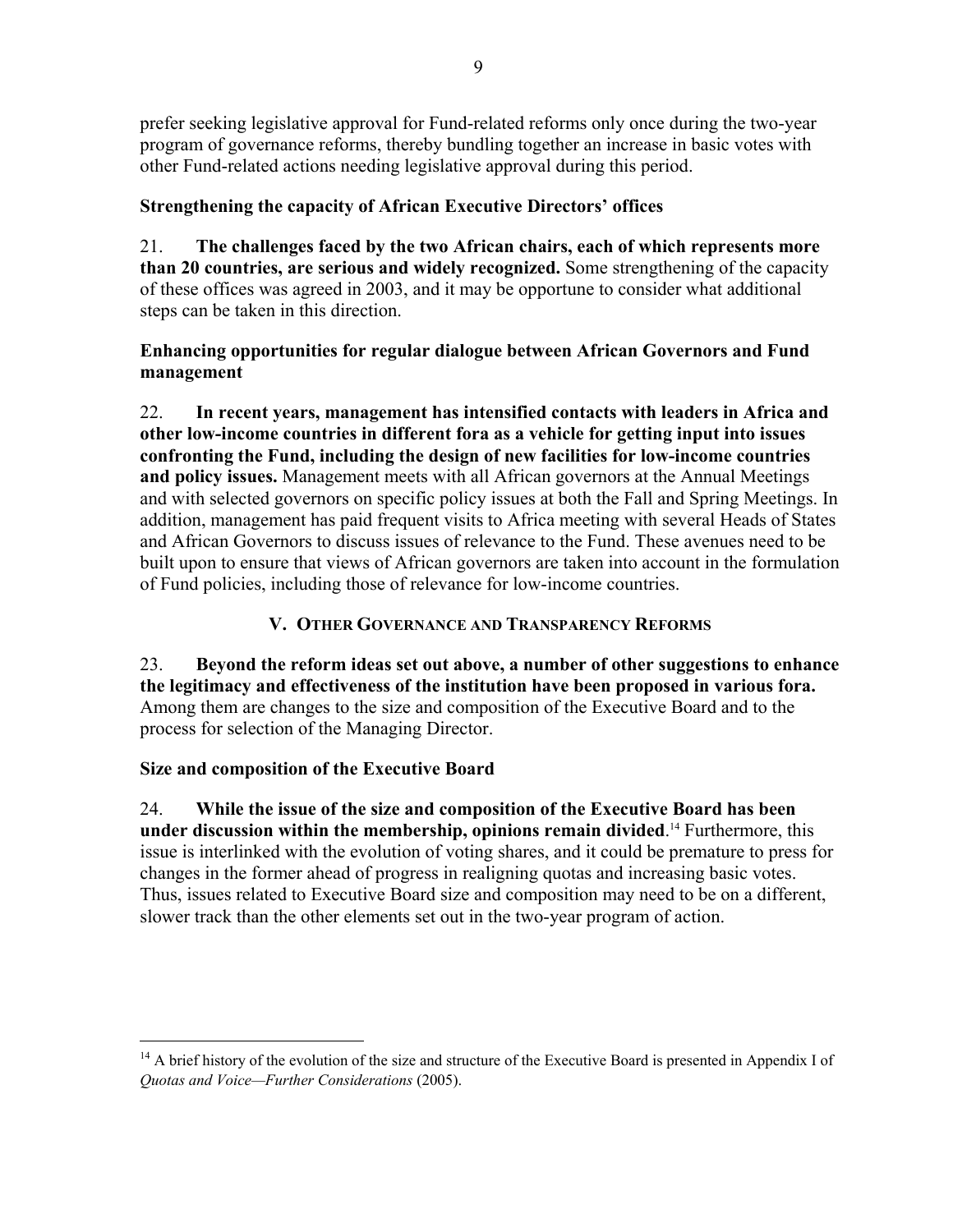prefer seeking legislative approval for Fund-related reforms only once during the two-year program of governance reforms, thereby bundling together an increase in basic votes with other Fund-related actions needing legislative approval during this period.

### Strengthening the capacity of African Executive Directors' offices

21. **The challenges faced by the two African chairs, each of which represents more than 20 countries, are serious and widely recognized.** Some strengthening of the capacity of these offices was agreed in 2003, and it may be opportune to consider what additional steps can be taken in this direction.

### Enhancing opportunities for regular dialogue between African Governors and Fund management

22. **In recent years, management has intensified contacts with leaders in Africa and other low-income countries in different fora as a vehicle for getting input into issues confronting the Fund, including the design of new facilities for low-income countries and policy issues.** Management meets with all African governors at the Annual Meetings and with selected governors on specific policy issues at both the Fall and Spring Meetings. In addition, management has paid frequent visits to Africa meeting with several Heads of States and African Governors to discuss issues of relevance to the Fund. These avenues need to be built upon to ensure that views of African governors are taken into account in the formulation of Fund policies, including those of relevance for low-income countries.

## V. Other Governance and Transparency Reforms

23. **Beyond the reform ideas set out above, a number of other suggestions to enhance the legitimacy and effectiveness of the institution have been proposed in various fora.** Among them are changes to the size and composition of the Executive Board and to the process for selection of the Managing Director.

### Size and composition of the Executive Board

24. **While the issue of the size and composition of the Executive Board has been under discussion within the membership, opinions remain divided**.[14] Furthermore, this issue is interlinked with the evolution of voting shares, and it could be premature to press for changes in the former ahead of progress in realigning quotas and increasing basic votes. Thus, issues related to Executive Board size and composition may need to be on a different, slower track than the other elements set out in the two-year program of action.

---

[14] A brief history of the evolution of the size and structure of the Executive Board is presented in Appendix I of *Quotas and Voice—Further Considerations* (2005).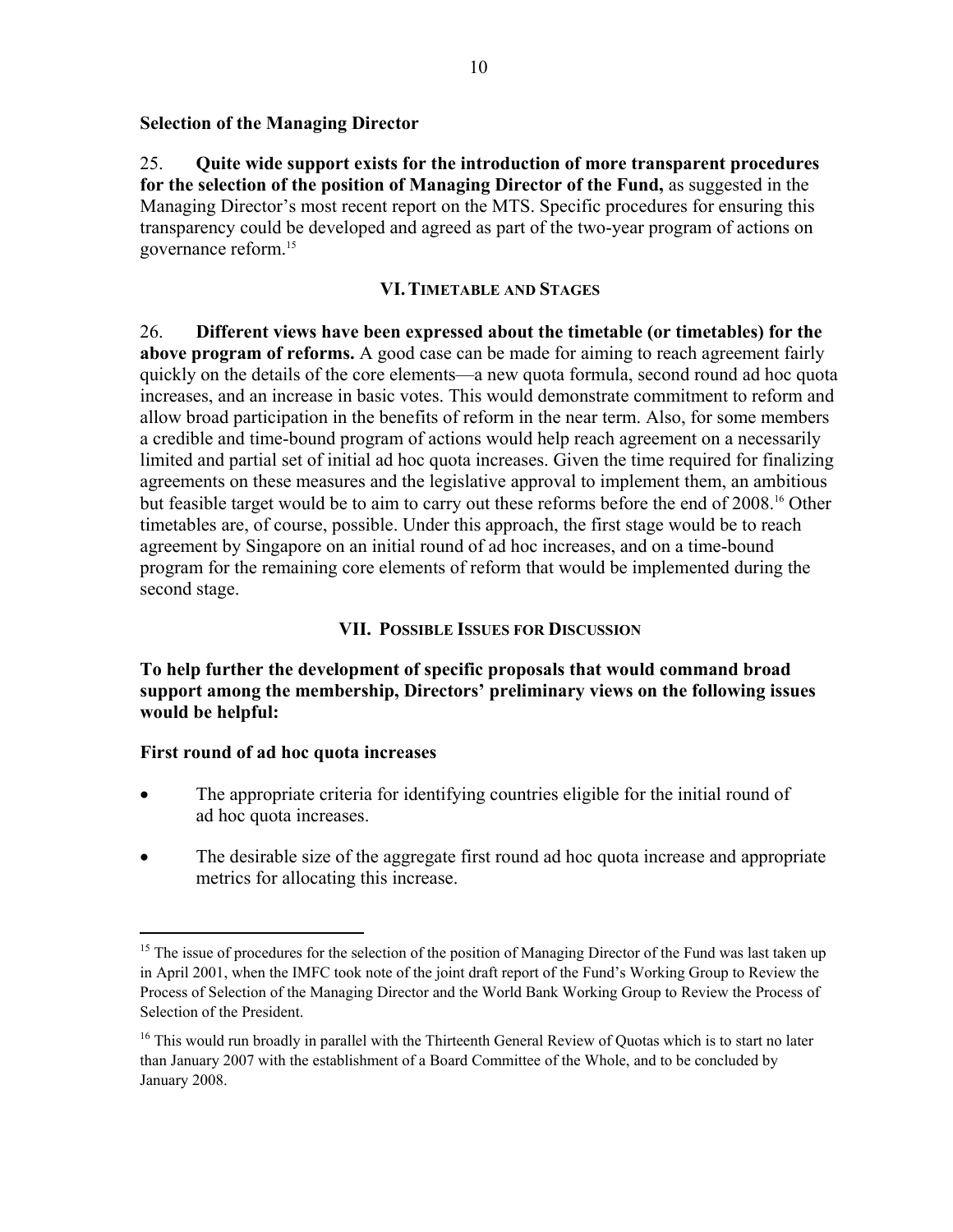### Selection of the Managing Director

25. **Quite wide support exists for the introduction of more transparent procedures for the selection of the position of Managing Director of the Fund,** as suggested in the Managing Director's most recent report on the MTS. Specific procedures for ensuring this transparency could be developed and agreed as part of the two-year program of actions on governance reform.[15]

## VI. Timetable and Stages

26. **Different views have been expressed about the timetable (or timetables) for the above program of reforms.** A good case can be made for aiming to reach agreement fairly quickly on the details of the core elements—a new quota formula, second round ad hoc quota increases, and an increase in basic votes. This would demonstrate commitment to reform and allow broad participation in the benefits of reform in the near term. Also, for some members a credible and time-bound program of actions would help reach agreement on a necessarily limited and partial set of initial ad hoc quota increases. Given the time required for finalizing agreements on these measures and the legislative approval to implement them, an ambitious but feasible target would be to aim to carry out these reforms before the end of 2008.[16] Other timetables are, of course, possible. Under this approach, the first stage would be to reach agreement by Singapore on an initial round of ad hoc increases, and on a time-bound program for the remaining core elements of reform that would be implemented during the second stage.

## VII. Possible Issues for Discussion

**To help further the development of specific proposals that would command broad support among the membership, Directors' preliminary views on the following issues would be helpful:**

### First round of ad hoc quota increases

- The appropriate criteria for identifying countries eligible for the initial round of ad hoc quota increases.
- The desirable size of the aggregate first round ad hoc quota increase and appropriate metrics for allocating this increase.

---

[15] The issue of procedures for the selection of the position of Managing Director of the Fund was last taken up in April 2001, when the IMFC took note of the joint draft report of the Fund's Working Group to Review the Process of Selection of the Managing Director and the World Bank Working Group to Review the Process of Selection of the President.

[16] This would run broadly in parallel with the Thirteenth General Review of Quotas which is to start no later than January 2007 with the establishment of a Board Committee of the Whole, and to be concluded by January 2008.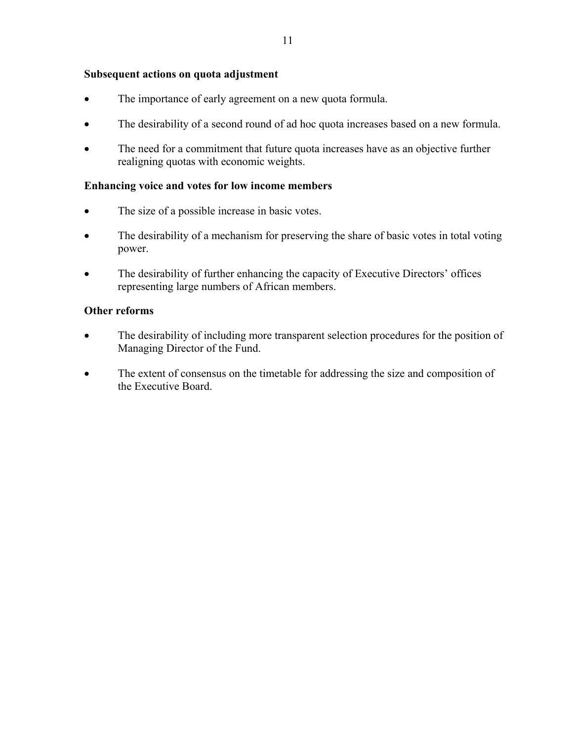**Subsequent actions on quota adjustment**

- The importance of early agreement on a new quota formula.
- The desirability of a second round of ad hoc quota increases based on a new formula.
- The need for a commitment that future quota increases have as an objective further realigning quotas with economic weights.

**Enhancing voice and votes for low income members**

- The size of a possible increase in basic votes.
- The desirability of a mechanism for preserving the share of basic votes in total voting power.
- The desirability of further enhancing the capacity of Executive Directors' offices representing large numbers of African members.

**Other reforms**

- The desirability of including more transparent selection procedures for the position of Managing Director of the Fund.
- The extent of consensus on the timetable for addressing the size and composition of the Executive Board.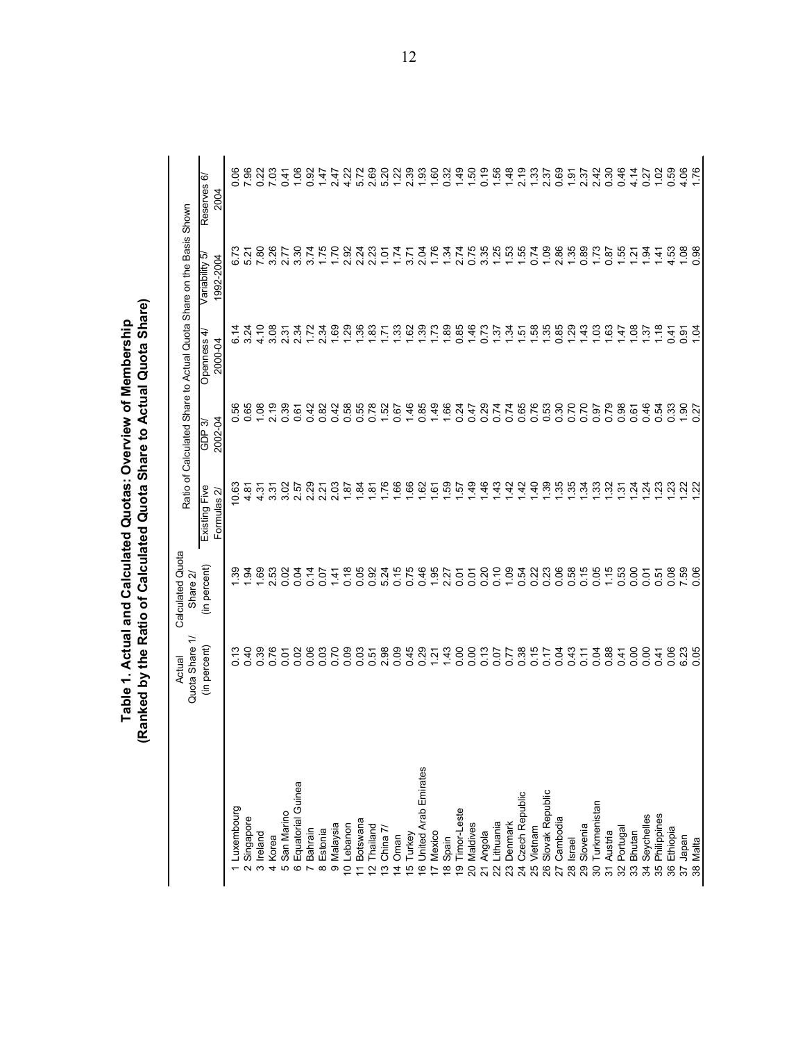**Table 1. Actual and Calculated Quotas: Overview of Membership**
**(Ranked by the Ratio of Calculated Quota Share to Actual Quota Share)**

| | Actual Quota Share 1/ | Calculated Quota Share 2/ | Ratio of Calculated Share to Actual Quota Share on the Basis Shown | | | | |
|---|---|---|---|---|---|---|---|
| | (in percent) | (in percent) | Existing Five Formulas 2/ | GDP 3/ 2002-04 | Openness 4/ 2000-04 | Variability 5/ 1992-2004 | Reserves 6/ 2004 |
| 1 Luxembourg | 0.13 | 1.39 | 10.63 | 0.56 | 6.14 | 6.73 | 0.06 |
| 2 Singapore | 0.40 | 1.94 | 4.81 | 0.65 | 3.24 | 5.21 | 7.96 |
| 3 Ireland | 0.39 | 1.69 | 4.31 | 1.08 | 4.10 | 7.80 | 0.22 |
| 4 Korea | 0.76 | 2.53 | 3.31 | 2.19 | 3.08 | 3.26 | 7.03 |
| 5 San Marino | 0.01 | 0.02 | 3.02 | 0.39 | 2.31 | 2.77 | 0.41 |
| 6 Equatorial Guinea | 0.02 | 0.04 | 2.57 | 0.61 | 2.34 | 3.30 | 1.06 |
| 7 Bahrain | 0.06 | 0.14 | 2.29 | 0.42 | 1.72 | 3.74 | 0.92 |
| 8 Estonia | 0.03 | 0.07 | 2.21 | 0.82 | 2.34 | 1.75 | 1.47 |
| 9 Malaysia | 0.70 | 1.41 | 2.03 | 0.42 | 1.69 | 1.70 | 2.47 |
| 10 Lebanon | 0.09 | 0.18 | 1.87 | 0.58 | 1.29 | 2.92 | 4.22 |
| 11 Botswana | 0.03 | 0.05 | 1.84 | 0.55 | 1.36 | 2.24 | 5.72 |
| 12 Thailand | 0.51 | 0.92 | 1.81 | 0.78 | 1.83 | 2.23 | 2.69 |
| 13 China 7/ | 2.98 | 5.24 | 1.76 | 1.52 | 1.71 | 1.01 | 5.20 |
| 14 Oman | 0.09 | 0.15 | 1.66 | 0.67 | 1.33 | 1.74 | 1.22 |
| 15 Turkey | 0.45 | 0.75 | 1.66 | 1.46 | 1.62 | 3.71 | 2.39 |
| 16 United Arab Emirates | 0.29 | 0.46 | 1.62 | 0.85 | 1.39 | 2.04 | 1.93 |
| 17 Mexico | 1.21 | 1.95 | 1.61 | 1.49 | 1.73 | 1.76 | 1.60 |
| 18 Spain | 1.43 | 2.27 | 1.59 | 1.66 | 1.89 | 1.34 | 0.32 |
| 19 Timor-Leste | 0.00 | 0.01 | 1.57 | 0.24 | 0.85 | 2.74 | 1.49 |
| 20 Maldives | 0.00 | 0.01 | 1.49 | 0.47 | 1.46 | 0.75 | 1.50 |
| 21 Angola | 0.13 | 0.20 | 1.46 | 0.29 | 0.73 | 3.35 | 0.19 |
| 22 Lithuania | 0.07 | 0.10 | 1.43 | 0.74 | 1.37 | 1.25 | 1.56 |
| 23 Denmark | 0.77 | 1.09 | 1.42 | 0.74 | 1.34 | 1.53 | 1.48 |
| 24 Czech Republic | 0.38 | 0.54 | 1.42 | 0.65 | 1.51 | 1.55 | 2.19 |
| 25 Vietnam | 0.15 | 0.22 | 1.40 | 0.76 | 1.58 | 0.74 | 1.33 |
| 26 Slovak Republic | 0.17 | 0.23 | 1.39 | 0.53 | 1.35 | 1.09 | 2.37 |
| 27 Cambodia | 0.04 | 0.06 | 1.35 | 0.30 | 0.85 | 2.86 | 0.69 |
| 28 Israel | 0.43 | 0.58 | 1.35 | 0.70 | 1.29 | 1.35 | 1.91 |
| 29 Slovenia | 0.11 | 0.15 | 1.34 | 0.70 | 1.43 | 0.89 | 2.37 |
| 30 Turkmenistan | 0.04 | 0.05 | 1.33 | 0.97 | 1.03 | 1.73 | 2.42 |
| 31 Austria | 0.88 | 1.15 | 1.32 | 0.79 | 1.63 | 0.87 | 0.30 |
| 32 Portugal | 0.41 | 0.53 | 1.31 | 0.98 | 1.47 | 1.55 | 0.46 |
| 33 Bhutan | 0.00 | 0.00 | 1.24 | 0.61 | 1.08 | 1.21 | 4.14 |
| 34 Seychelles | 0.00 | 0.01 | 1.24 | 0.46 | 1.37 | 1.94 | 0.27 |
| 35 Philippines | 0.41 | 0.51 | 1.23 | 0.54 | 1.18 | 1.41 | 1.02 |
| 36 Ethiopia | 0.06 | 0.08 | 1.23 | 0.33 | 0.41 | 4.53 | 0.59 |
| 37 Japan | 6.23 | 7.59 | 1.22 | 1.90 | 0.91 | 1.08 | 4.06 |
| 38 Malta | 0.05 | 0.06 | 1.22 | 0.27 | 1.04 | 0.98 | 1.76 |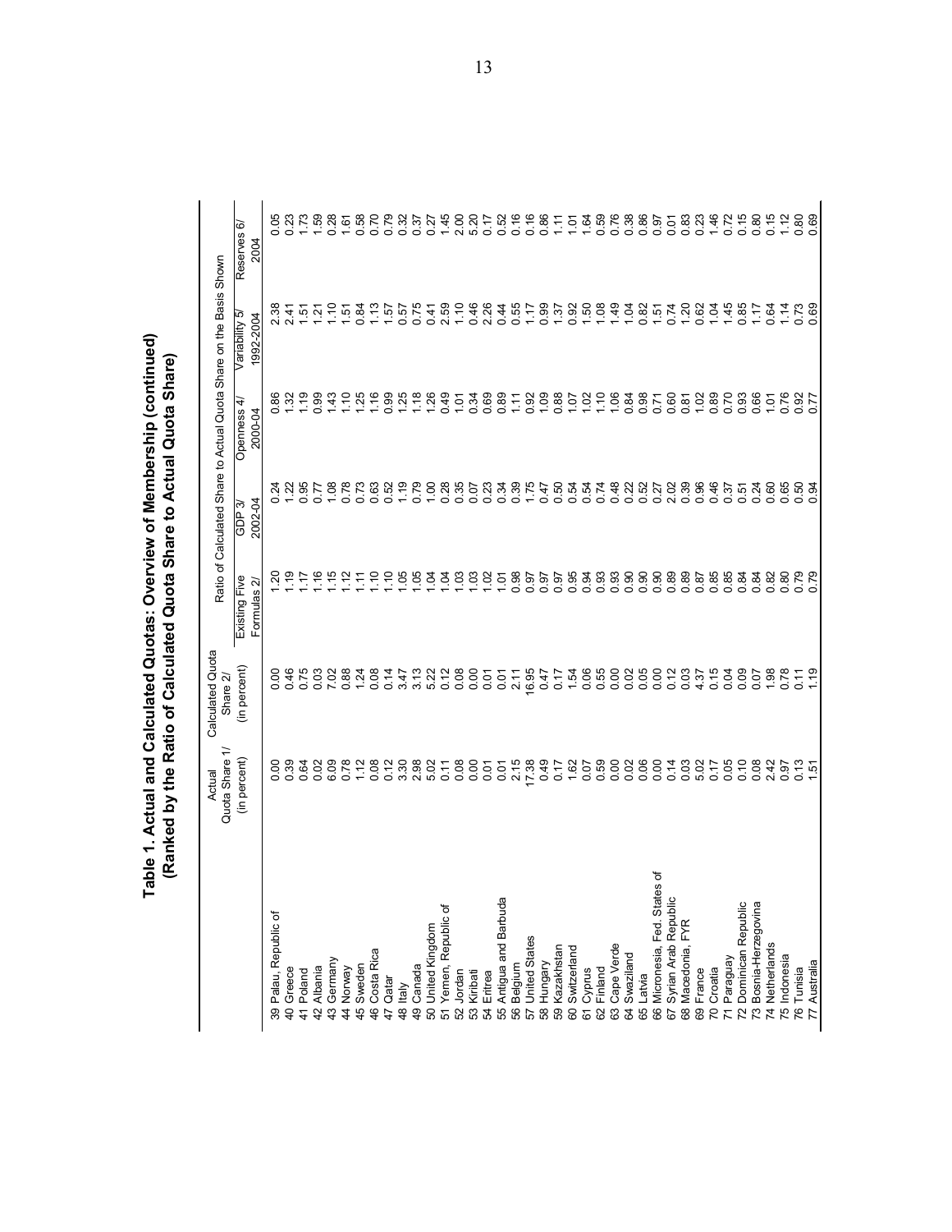# Table 1. Actual and Calculated Quotas: Overview of Membership (continued)
## (Ranked by the Ratio of Calculated Quota Share to Actual Quota Share)

| | Actual Quota Share 1/ | Calculated Quota Share 2/ | Ratio of Calculated Share to Actual Quota Share on the Basis Shown | | | | |
|---|---|---|---|---|---|---|---|
| | (in percent) | (in percent) | Existing Five Formulas 2/ | GDP 3/ 2002-04 | Openness 4/ 2000-04 | Variability 5/ 1992-2004 | Reserves 6/ 2004 |
| 39 Palau, Republic of | 0.00 | 0.00 | 1.20 | 0.24 | 0.86 | 2.38 | 0.05 |
| 40 Greece | 0.39 | 0.46 | 1.19 | 1.22 | 1.32 | 2.41 | 0.23 |
| 41 Poland | 0.64 | 0.75 | 1.17 | 0.95 | 1.19 | 1.51 | 1.73 |
| 42 Albania | 0.02 | 0.03 | 1.16 | 0.77 | 0.99 | 1.21 | 1.59 |
| 43 Germany | 6.09 | 7.02 | 1.15 | 1.08 | 1.43 | 1.10 | 0.28 |
| 44 Norway | 0.78 | 0.88 | 1.12 | 0.78 | 1.10 | 1.51 | 1.61 |
| 45 Sweden | 1.12 | 1.24 | 1.11 | 0.73 | 1.25 | 0.84 | 0.58 |
| 46 Costa Rica | 0.08 | 0.08 | 1.10 | 0.63 | 1.16 | 1.13 | 0.70 |
| 47 Qatar | 0.12 | 0.14 | 1.10 | 0.52 | 0.99 | 1.57 | 0.79 |
| 48 Italy | 3.30 | 3.47 | 1.05 | 1.19 | 1.25 | 0.57 | 0.32 |
| 49 Canada | 2.98 | 3.13 | 1.05 | 0.79 | 1.18 | 0.75 | 0.37 |
| 50 United Kingdom | 5.02 | 5.22 | 1.04 | 1.00 | 1.26 | 0.41 | 0.27 |
| 51 Yemen, Republic of | 0.11 | 0.12 | 1.04 | 0.28 | 0.49 | 2.59 | 1.45 |
| 52 Jordan | 0.08 | 0.08 | 1.03 | 0.35 | 1.01 | 1.10 | 2.00 |
| 53 Kiribati | 0.00 | 0.00 | 1.03 | 0.07 | 0.34 | 0.46 | 5.20 |
| 54 Eritrea | 0.01 | 0.01 | 1.02 | 0.23 | 0.69 | 2.26 | 0.17 |
| 55 Antigua and Barbuda | 0.01 | 0.01 | 1.01 | 0.34 | 0.89 | 0.44 | 0.52 |
| 56 Belgium | 2.15 | 2.11 | 0.98 | 0.39 | 1.11 | 0.55 | 0.16 |
| 57 United States | 17.38 | 16.95 | 0.97 | 1.75 | 0.92 | 1.17 | 0.16 |
| 58 Hungary | 0.49 | 0.47 | 0.97 | 0.47 | 1.09 | 0.99 | 0.86 |
| 59 Kazakhstan | 0.17 | 0.17 | 0.97 | 0.50 | 0.88 | 1.37 | 1.11 |
| 60 Switzerland | 1.62 | 1.54 | 0.95 | 0.54 | 1.07 | 0.92 | 1.01 |
| 61 Cyprus | 0.07 | 0.06 | 0.94 | 0.54 | 1.02 | 1.50 | 1.64 |
| 62 Finland | 0.59 | 0.55 | 0.93 | 0.74 | 1.10 | 1.08 | 0.59 |
| 63 Cape Verde | 0.00 | 0.00 | 0.93 | 0.48 | 1.06 | 1.49 | 0.76 |
| 64 Swaziland | 0.02 | 0.02 | 0.90 | 0.22 | 0.84 | 1.04 | 0.38 |
| 65 Latvia | 0.06 | 0.05 | 0.90 | 0.52 | 0.98 | 0.82 | 0.86 |
| 66 Micronesia, Fed. States of | 0.00 | 0.00 | 0.90 | 0.27 | 0.71 | 1.51 | 0.97 |
| 67 Syrian Arab Republic | 0.14 | 0.12 | 0.89 | 2.02 | 0.60 | 0.74 | 0.01 |
| 68 Macedonia, FYR | 0.03 | 0.03 | 0.89 | 0.39 | 0.81 | 1.20 | 0.83 |
| 69 France | 5.02 | 4.37 | 0.87 | 0.96 | 1.02 | 0.62 | 0.23 |
| 70 Croatia | 0.17 | 0.15 | 0.85 | 0.46 | 0.89 | 1.04 | 1.46 |
| 71 Paraguay | 0.05 | 0.04 | 0.85 | 0.37 | 0.70 | 1.45 | 0.72 |
| 72 Dominican Republic | 0.10 | 0.09 | 0.84 | 0.51 | 0.93 | 0.85 | 0.15 |
| 73 Bosnia-Herzegovina | 0.08 | 0.07 | 0.84 | 0.24 | 0.66 | 1.17 | 0.80 |
| 74 Netherlands | 2.42 | 1.98 | 0.82 | 0.60 | 1.01 | 0.64 | 0.15 |
| 75 Indonesia | 0.97 | 0.78 | 0.80 | 0.65 | 0.76 | 1.14 | 1.12 |
| 76 Tunisia | 0.13 | 0.11 | 0.79 | 0.50 | 0.92 | 0.73 | 0.80 |
| 77 Australia | 1.51 | 1.19 | 0.79 | 0.94 | 0.77 | 0.69 | 0.69 |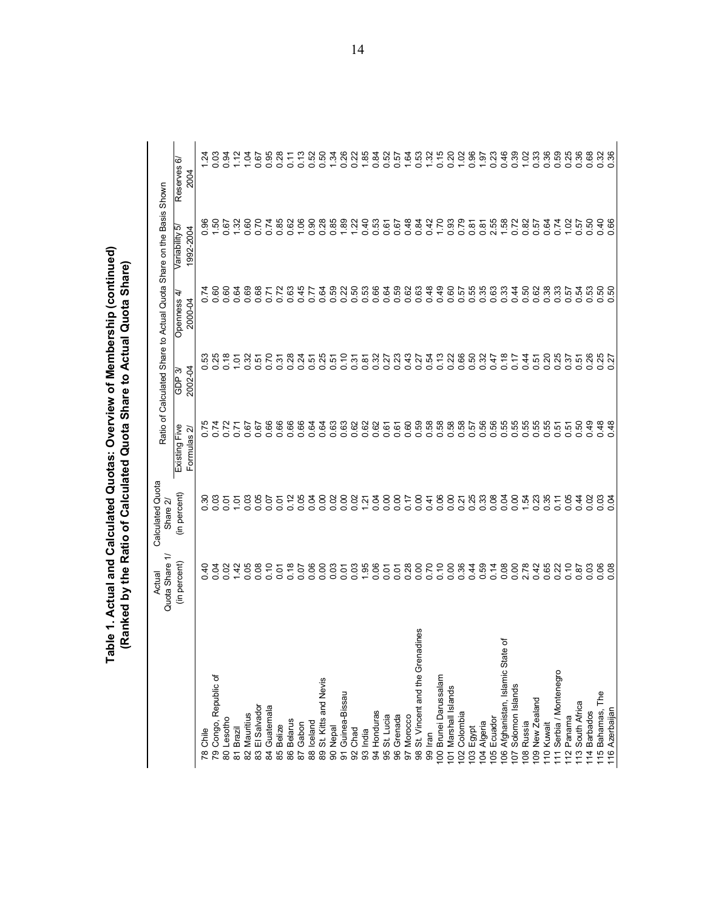**Table 1. Actual and Calculated Quotas: Overview of Membership (continued)**
**(Ranked by the Ratio of Calculated Quota Share to Actual Quota Share)**

| | Actual Quota Share 1/ | Calculated Quota Share 2/ | Ratio of Calculated Share to Actual Quota Share on the Basis Shown | | | | |
|---|---|---|---|---|---|---|---|
| | (in percent) | (in percent) | Existing Five Formulas 2/ | GDP 3/ 2002-04 | Openness 4/ 2000-04 | Variability 5/ 1992-2004 | Reserves 6/ 2004 |
| 78 Chile | 0.40 | 0.30 | 0.75 | 0.53 | 0.74 | 0.96 | 1.24 |
| 79 Congo, Republic of | 0.04 | 0.03 | 0.74 | 0.25 | 0.60 | 1.50 | 0.03 |
| 80 Lesotho | 0.02 | 0.01 | 0.72 | 0.18 | 0.60 | 0.67 | 0.94 |
| 81 Brazil | 1.42 | 1.01 | 0.71 | 1.01 | 0.64 | 1.32 | 1.12 |
| 82 Mauritius | 0.05 | 0.03 | 0.67 | 0.32 | 0.69 | 0.60 | 1.04 |
| 83 El Salvador | 0.08 | 0.05 | 0.67 | 0.51 | 0.68 | 0.70 | 0.67 |
| 84 Guatemala | 0.10 | 0.07 | 0.66 | 0.70 | 0.71 | 0.74 | 0.95 |
| 85 Belize | 0.01 | 0.01 | 0.66 | 0.31 | 0.72 | 0.85 | 0.28 |
| 86 Belarus | 0.18 | 0.12 | 0.66 | 0.28 | 0.63 | 0.62 | 0.11 |
| 87 Gabon | 0.07 | 0.05 | 0.66 | 0.24 | 0.45 | 1.06 | 0.13 |
| 88 Iceland | 0.06 | 0.04 | 0.64 | 0.51 | 0.77 | 0.90 | 0.52 |
| 89 St. Kitts and Nevis | 0.00 | 0.00 | 0.64 | 0.25 | 0.64 | 0.28 | 0.50 |
| 90 Nepal | 0.03 | 0.02 | 0.63 | 0.51 | 0.59 | 0.85 | 1.34 |
| 91 Guinea-Bissau | 0.01 | 0.00 | 0.63 | 0.10 | 0.22 | 1.89 | 0.26 |
| 92 Chad | 0.03 | 0.02 | 0.62 | 0.31 | 0.50 | 1.22 | 0.22 |
| 93 India | 1.95 | 1.21 | 0.62 | 0.81 | 0.53 | 0.40 | 1.85 |
| 94 Honduras | 0.06 | 0.04 | 0.62 | 0.32 | 0.66 | 0.53 | 0.84 |
| 95 St. Lucia | 0.01 | 0.00 | 0.61 | 0.27 | 0.64 | 0.61 | 0.52 |
| 96 Grenada | 0.01 | 0.00 | 0.61 | 0.23 | 0.59 | 0.67 | 0.57 |
| 97 Morocco | 0.28 | 0.17 | 0.60 | 0.43 | 0.62 | 0.48 | 1.64 |
| 98 St. Vincent and the Grenadines | 0.00 | 0.00 | 0.59 | 0.27 | 0.63 | 0.84 | 0.53 |
| 99 Iran | 0.70 | 0.41 | 0.58 | 0.54 | 0.48 | 0.42 | 1.32 |
| 100 Brunei Darussalam | 0.10 | 0.06 | 0.58 | 0.13 | 0.49 | 1.70 | 0.15 |
| 101 Marshall Islands | 0.00 | 0.00 | 0.58 | 0.22 | 0.60 | 0.93 | 0.20 |
| 102 Colombia | 0.36 | 0.21 | 0.58 | 0.66 | 0.57 | 0.79 | 1.02 |
| 103 Egypt | 0.44 | 0.25 | 0.57 | 0.50 | 0.55 | 0.81 | 0.96 |
| 104 Algeria | 0.59 | 0.33 | 0.56 | 0.32 | 0.35 | 0.81 | 1.97 |
| 105 Ecuador | 0.14 | 0.08 | 0.56 | 0.47 | 0.63 | 2.55 | 0.23 |
| 106 Afghanistan, Islamic State of | 0.08 | 0.04 | 0.55 | 0.18 | 0.33 | 1.58 | 0.46 |
| 107 Solomon Islands | 0.00 | 0.00 | 0.55 | 0.17 | 0.44 | 0.72 | 0.39 |
| 108 Russia | 2.78 | 1.54 | 0.55 | 0.44 | 0.50 | 0.82 | 1.02 |
| 109 New Zealand | 0.42 | 0.23 | 0.55 | 0.51 | 0.62 | 0.57 | 0.33 |
| 110 Kuwait | 0.65 | 0.35 | 0.55 | 0.20 | 0.38 | 0.64 | 0.36 |
| 111 Serbia / Montenegro | 0.22 | 0.11 | 0.51 | 0.25 | 0.33 | 0.74 | 0.59 |
| 112 Panama | 0.10 | 0.05 | 0.51 | 0.37 | 0.57 | 1.02 | 0.25 |
| 113 South Africa | 0.87 | 0.44 | 0.50 | 0.51 | 0.54 | 0.57 | 0.36 |
| 114 Barbados | 0.03 | 0.02 | 0.49 | 0.26 | 0.53 | 0.50 | 0.68 |
| 115 Bahamas, The | 0.06 | 0.03 | 0.48 | 0.25 | 0.50 | 0.40 | 0.32 |
| 116 Azerbaijan | 0.08 | 0.04 | 0.48 | 0.27 | 0.50 | 0.66 | 0.36 |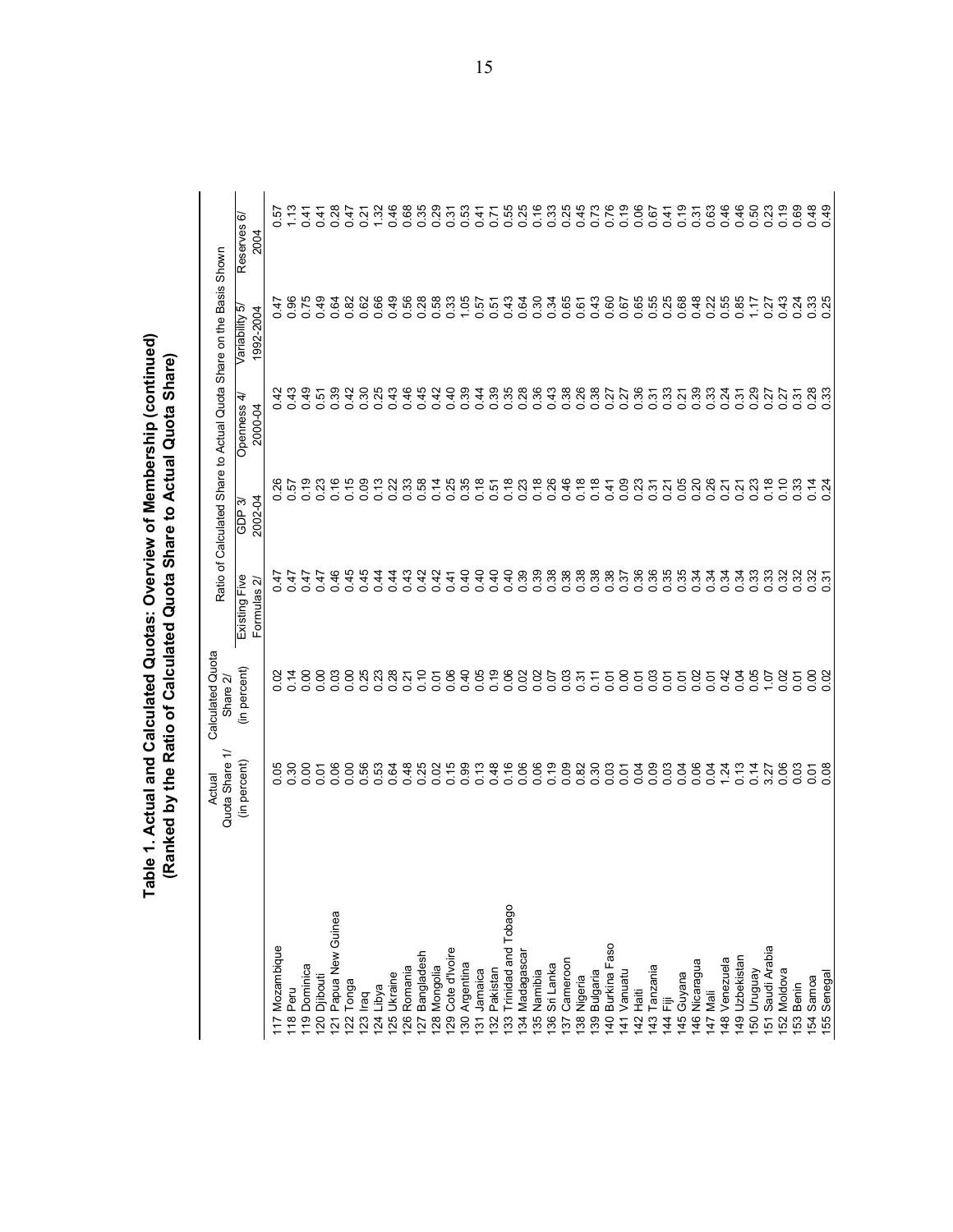# Table 1. Actual and Calculated Quotas: Overview of Membership (continued)
## (Ranked by the Ratio of Calculated Quota Share to Actual Quota Share)

| | Actual Quota Share 1/ | Calculated Quota Share 2/ | Ratio of Calculated Share to Actual Quota Share on the Basis Shown | | | | |
|---|---|---|---|---|---|---|---|
| | (in percent) | (in percent) | Existing Five Formulas 2/ | GDP 3/ 2002-04 | Openness 4/ 2000-04 | Variability 5/ 1992-2004 | Reserves 6/ 2004 |
| 117 Mozambique | 0.05 | 0.02 | 0.47 | 0.26 | 0.42 | 0.47 | 0.57 |
| 118 Peru | 0.30 | 0.14 | 0.47 | 0.57 | 0.43 | 0.96 | 1.13 |
| 119 Dominica | 0.00 | 0.00 | 0.47 | 0.19 | 0.49 | 0.75 | 0.41 |
| 120 Djibouti | 0.01 | 0.00 | 0.47 | 0.23 | 0.51 | 0.49 | 0.41 |
| 121 Papua New Guinea | 0.06 | 0.03 | 0.46 | 0.16 | 0.39 | 0.64 | 0.28 |
| 122 Tonga | 0.00 | 0.00 | 0.45 | 0.15 | 0.42 | 0.82 | 0.47 |
| 123 Iraq | 0.56 | 0.25 | 0.45 | 0.09 | 0.30 | 0.62 | 0.21 |
| 124 Libya | 0.53 | 0.23 | 0.44 | 0.13 | 0.25 | 0.66 | 1.32 |
| 125 Ukraine | 0.64 | 0.28 | 0.44 | 0.22 | 0.43 | 0.49 | 0.46 |
| 126 Romania | 0.48 | 0.21 | 0.43 | 0.33 | 0.46 | 0.56 | 0.68 |
| 127 Bangladesh | 0.25 | 0.10 | 0.42 | 0.58 | 0.45 | 0.28 | 0.35 |
| 128 Mongolia | 0.02 | 0.01 | 0.42 | 0.14 | 0.42 | 0.58 | 0.29 |
| 129 Cote d'Ivoire | 0.15 | 0.06 | 0.41 | 0.25 | 0.40 | 0.33 | 0.31 |
| 130 Argentina | 0.99 | 0.40 | 0.40 | 0.35 | 0.39 | 1.05 | 0.53 |
| 131 Jamaica | 0.13 | 0.05 | 0.40 | 0.18 | 0.44 | 0.57 | 0.41 |
| 132 Pakistan | 0.48 | 0.19 | 0.40 | 0.51 | 0.39 | 0.51 | 0.71 |
| 133 Trinidad and Tobago | 0.16 | 0.06 | 0.40 | 0.18 | 0.35 | 0.43 | 0.55 |
| 134 Madagascar | 0.06 | 0.02 | 0.39 | 0.23 | 0.28 | 0.64 | 0.25 |
| 135 Namibia | 0.06 | 0.02 | 0.39 | 0.18 | 0.36 | 0.30 | 0.16 |
| 136 Sri Lanka | 0.19 | 0.07 | 0.38 | 0.26 | 0.43 | 0.34 | 0.33 |
| 137 Cameroon | 0.09 | 0.03 | 0.38 | 0.46 | 0.38 | 0.65 | 0.25 |
| 138 Nigeria | 0.82 | 0.31 | 0.38 | 0.18 | 0.26 | 0.61 | 0.45 |
| 139 Bulgaria | 0.30 | 0.11 | 0.38 | 0.18 | 0.38 | 0.43 | 0.73 |
| 140 Burkina Faso | 0.03 | 0.01 | 0.38 | 0.41 | 0.27 | 0.60 | 0.76 |
| 141 Vanuatu | 0.01 | 0.00 | 0.37 | 0.09 | 0.27 | 0.67 | 0.19 |
| 142 Haiti | 0.04 | 0.01 | 0.36 | 0.23 | 0.36 | 0.65 | 0.06 |
| 143 Tanzania | 0.09 | 0.03 | 0.36 | 0.31 | 0.31 | 0.55 | 0.67 |
| 144 Fiji | 0.03 | 0.01 | 0.35 | 0.21 | 0.33 | 0.25 | 0.41 |
| 145 Guyana | 0.04 | 0.01 | 0.35 | 0.05 | 0.21 | 0.68 | 0.19 |
| 146 Nicaragua | 0.06 | 0.02 | 0.34 | 0.20 | 0.39 | 0.48 | 0.31 |
| 147 Mali | 0.04 | 0.01 | 0.34 | 0.26 | 0.33 | 0.22 | 0.63 |
| 148 Venezuela | 1.24 | 0.42 | 0.34 | 0.21 | 0.24 | 0.55 | 0.46 |
| 149 Uzbekistan | 0.13 | 0.04 | 0.34 | 0.21 | 0.31 | 0.85 | 0.46 |
| 150 Uruguay | 0.14 | 0.05 | 0.33 | 0.23 | 0.29 | 1.17 | 0.50 |
| 151 Saudi Arabia | 3.27 | 1.07 | 0.33 | 0.18 | 0.27 | 0.27 | 0.23 |
| 152 Moldova | 0.06 | 0.02 | 0.32 | 0.10 | 0.27 | 0.43 | 0.19 |
| 153 Benin | 0.03 | 0.01 | 0.32 | 0.33 | 0.31 | 0.24 | 0.69 |
| 154 Samoa | 0.01 | 0.00 | 0.32 | 0.14 | 0.28 | 0.33 | 0.48 |
| 155 Senegal | 0.08 | 0.02 | 0.31 | 0.24 | 0.33 | 0.25 | 0.49 |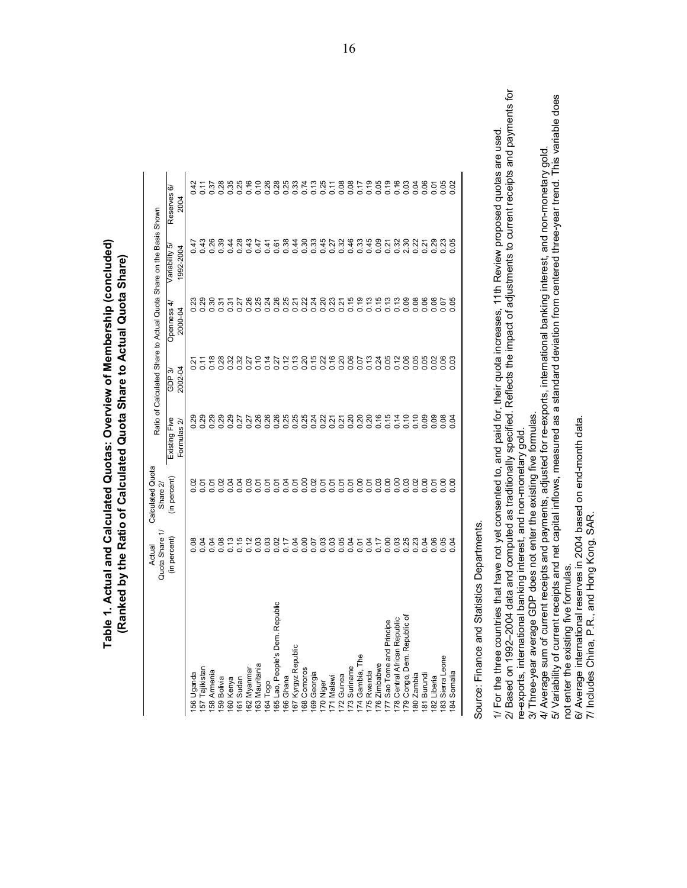# Table 1. Actual and Calculated Quotas: Overview of Membership (concluded)
## (Ranked by the Ratio of Calculated Quota Share to Actual Quota Share)

| | Actual Quota Share 1/ (in percent) | Calculated Quota Share 2/ (in percent) | Ratio of Calculated Share to Actual Quota Share on the Basis Shown | | | | |
|---|---|---|---|---|---|---|---|
| | | | Existing Five Formulas 2/ | GDP 3/ 2002-04 | Openness 4/ 2000-04 | Variability 5/ 1992-2004 | Reserves 6/ 2004 |
| 156 Uganda | 0.08 | 0.02 | 0.29 | 0.21 | 0.23 | 0.47 | 0.42 |
| 157 Tajikistan | 0.04 | 0.01 | 0.29 | 0.11 | 0.29 | 0.43 | 0.11 |
| 158 Armenia | 0.04 | 0.01 | 0.29 | 0.18 | 0.30 | 0.26 | 0.37 |
| 159 Bolivia | 0.08 | 0.02 | 0.29 | 0.28 | 0.31 | 0.39 | 0.28 |
| 160 Kenya | 0.13 | 0.04 | 0.29 | 0.32 | 0.31 | 0.44 | 0.35 |
| 161 Sudan | 0.15 | 0.04 | 0.27 | 0.32 | 0.27 | 0.28 | 0.25 |
| 162 Myanmar | 0.12 | 0.03 | 0.27 | 0.27 | 0.26 | 0.43 | 0.16 |
| 163 Mauritania | 0.03 | 0.01 | 0.26 | 0.10 | 0.25 | 0.47 | 0.10 |
| 164 Togo | 0.03 | 0.01 | 0.26 | 0.14 | 0.24 | 0.41 | 0.26 |
| 165 Lao, People's Dem. Republic | 0.02 | 0.01 | 0.26 | 0.27 | 0.26 | 0.61 | 0.28 |
| 166 Ghana | 0.17 | 0.04 | 0.25 | 0.12 | 0.25 | 0.38 | 0.25 |
| 167 Kyrgyz Republic | 0.04 | 0.01 | 0.25 | 0.13 | 0.21 | 0.44 | 0.33 |
| 168 Comoros | 0.00 | 0.00 | 0.25 | 0.20 | 0.22 | 0.30 | 0.74 |
| 169 Georgia | 0.07 | 0.02 | 0.24 | 0.15 | 0.24 | 0.33 | 0.13 |
| 170 Niger | 0.03 | 0.01 | 0.22 | 0.22 | 0.20 | 0.45 | 0.25 |
| 171 Malawi | 0.03 | 0.01 | 0.21 | 0.16 | 0.23 | 0.27 | 0.11 |
| 172 Guinea | 0.05 | 0.01 | 0.21 | 0.20 | 0.21 | 0.32 | 0.08 |
| 173 Suriname | 0.04 | 0.01 | 0.20 | 0.06 | 0.15 | 0.46 | 0.08 |
| 174 Gambia, The | 0.01 | 0.00 | 0.20 | 0.07 | 0.19 | 0.33 | 0.17 |
| 175 Rwanda | 0.04 | 0.01 | 0.20 | 0.13 | 0.13 | 0.45 | 0.19 |
| 176 Zimbabwe | 0.17 | 0.03 | 0.16 | 0.24 | 0.15 | 0.09 | 0.05 |
| 177 Sao Tome and Principe | 0.00 | 0.00 | 0.15 | 0.05 | 0.13 | 0.21 | 0.19 |
| 178 Central African Republic | 0.03 | 0.00 | 0.14 | 0.12 | 0.13 | 0.32 | 0.16 |
| 179 Congo, Dem. Republic of | 0.25 | 0.03 | 0.10 | 0.06 | 0.09 | 2.30 | 0.03 |
| 180 Zambia | 0.23 | 0.02 | 0.10 | 0.05 | 0.08 | 0.22 | 0.04 |
| 181 Burundi | 0.04 | 0.00 | 0.09 | 0.05 | 0.06 | 0.21 | 0.06 |
| 182 Liberia | 0.06 | 0.01 | 0.09 | 0.02 | 0.08 | 0.29 | 0.01 |
| 183 Sierra Leone | 0.05 | 0.00 | 0.08 | 0.06 | 0.07 | 0.23 | 0.05 |
| 184 Somalia | 0.04 | 0.00 | 0.04 | 0.03 | 0.05 | 0.05 | 0.02 |

Source: Finance and Statistics Departments.

1/ For the three countries that have not yet consented to, and paid for, their quota increases, 11th Review proposed quotas are used.
2/ Based on 1992–2004 data and computed as traditionally specified. Reflects the impact of adjustments to current receipts and payments for re-exports, international banking interest, and non-monetary gold.
3/ Three-year average GDP does not enter the existing five formulas.
4/ Average sum of current receipts and payments, adjusted for re-exports, international banking interest, and non-monetary gold.
5/ Variability of current receipts and net capital inflows, measured as a standard deviation from centered three-year trend. This variable does not enter the existing five formulas.
6/ Average international reserves in 2004 based on end-month data.
7/ Includes China, P.R., and Hong Kong, SAR.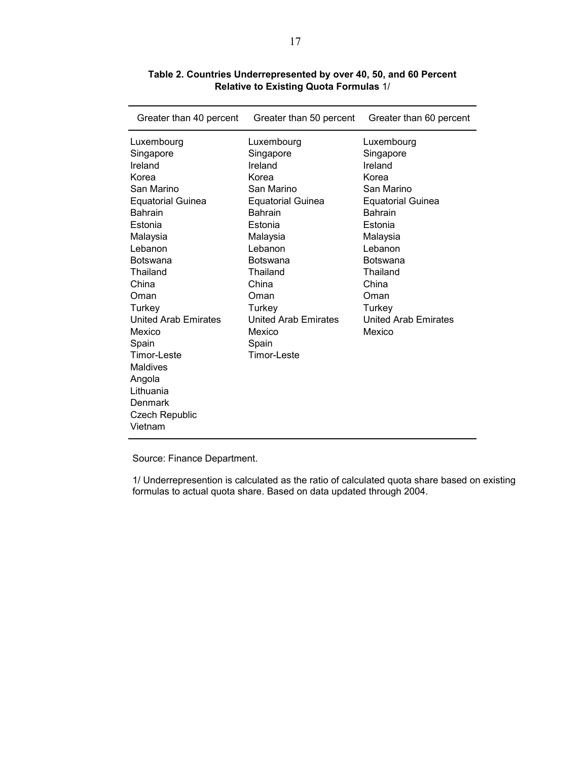**Table 2. Countries Underrepresented by over 40, 50, and 60 Percent Relative to Existing Quota Formulas** 1/

| Greater than 40 percent | Greater than 50 percent | Greater than 60 percent |
|---|---|---|
| Luxembourg | Luxembourg | Luxembourg |
| Singapore | Singapore | Singapore |
| Ireland | Ireland | Ireland |
| Korea | Korea | Korea |
| San Marino | San Marino | San Marino |
| Equatorial Guinea | Equatorial Guinea | Equatorial Guinea |
| Bahrain | Bahrain | Bahrain |
| Estonia | Estonia | Estonia |
| Malaysia | Malaysia | Malaysia |
| Lebanon | Lebanon | Lebanon |
| Botswana | Botswana | Botswana |
| Thailand | Thailand | Thailand |
| China | China | China |
| Oman | Oman | Oman |
| Turkey | Turkey | Turkey |
| United Arab Emirates | United Arab Emirates | United Arab Emirates |
| Mexico | Mexico | Mexico |
| Spain | Spain | |
| Timor-Leste | Timor-Leste | |
| Maldives | | |
| Angola | | |
| Lithuania | | |
| Denmark | | |
| Czech Republic | | |
| Vietnam | | |

Source: Finance Department.

1/ Underrepresention is calculated as the ratio of calculated quota share based on existing formulas to actual quota share. Based on data updated through 2004.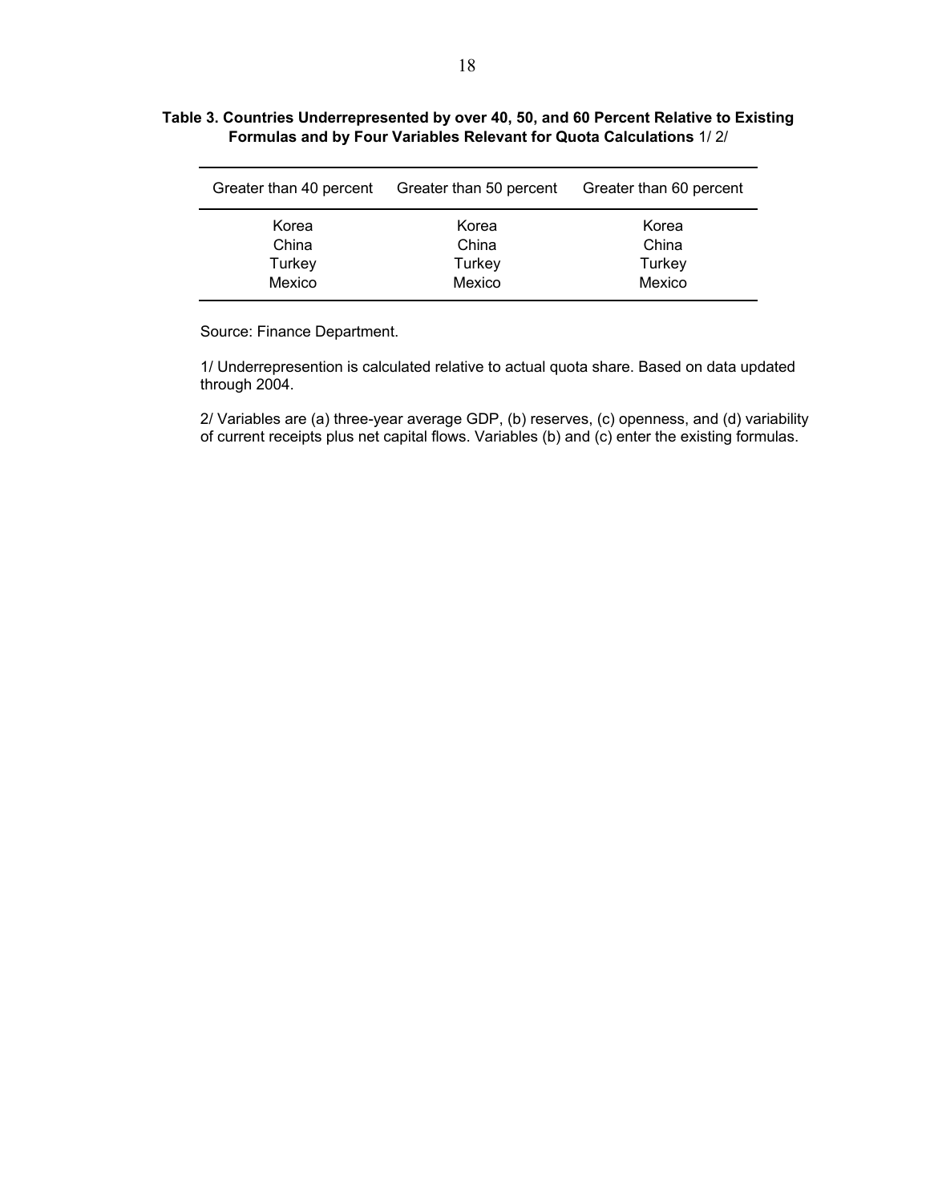**Table 3. Countries Underrepresented by over 40, 50, and 60 Percent Relative to Existing Formulas and by Four Variables Relevant for Quota Calculations** 1/ 2/

| Greater than 40 percent | Greater than 50 percent | Greater than 60 percent |
|---|---|---|
| Korea | Korea | Korea |
| China | China | China |
| Turkey | Turkey | Turkey |
| Mexico | Mexico | Mexico |

Source: Finance Department.

1/ Underrepresention is calculated relative to actual quota share. Based on data updated through 2004.

2/ Variables are (a) three-year average GDP, (b) reserves, (c) openness, and (d) variability of current receipts plus net capital flows. Variables (b) and (c) enter the existing formulas.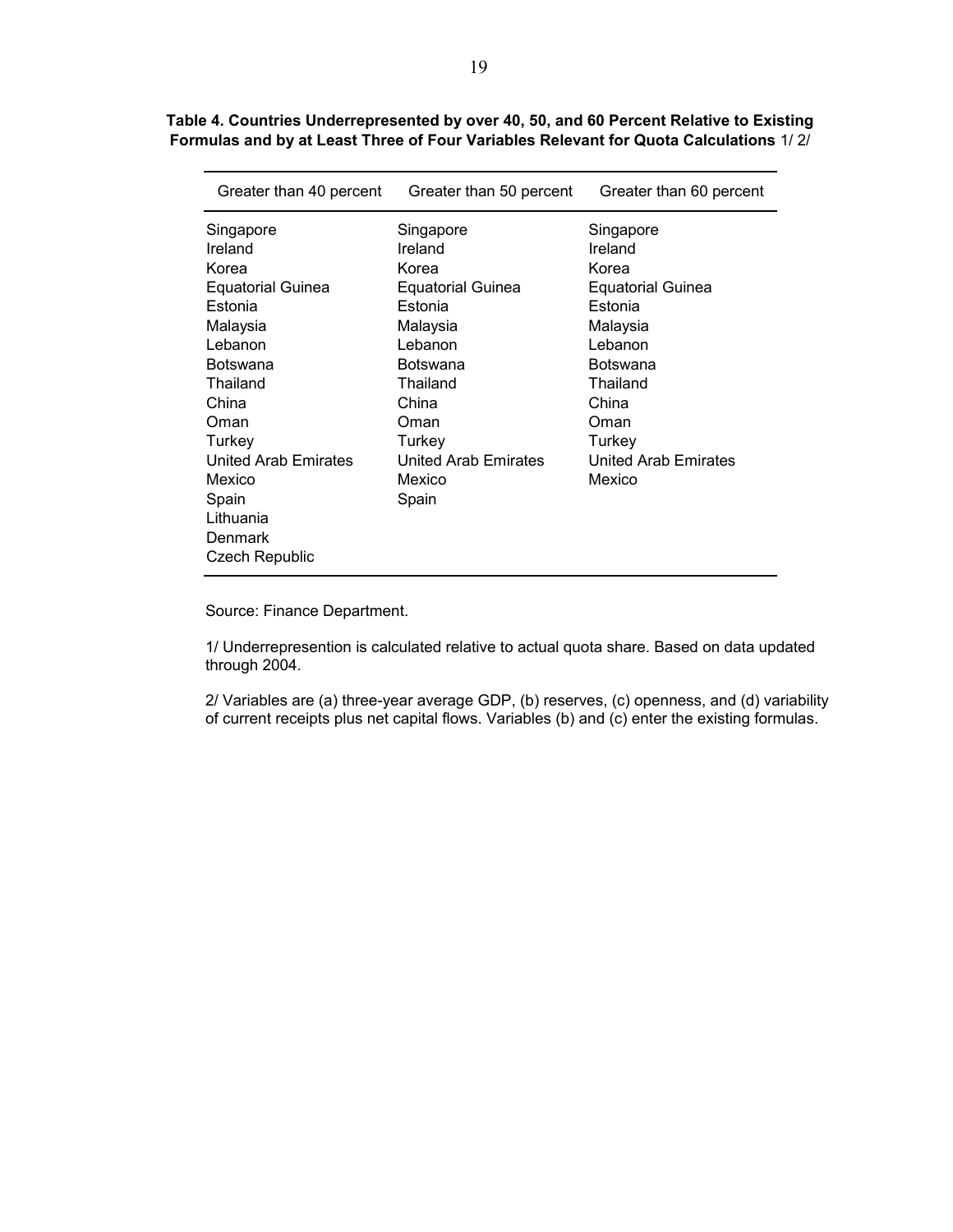**Table 4. Countries Underrepresented by over 40, 50, and 60 Percent Relative to Existing Formulas and by at Least Three of Four Variables Relevant for Quota Calculations** 1/ 2/

| Greater than 40 percent | Greater than 50 percent | Greater than 60 percent |
|---|---|---|
| Singapore | Singapore | Singapore |
| Ireland | Ireland | Ireland |
| Korea | Korea | Korea |
| Equatorial Guinea | Equatorial Guinea | Equatorial Guinea |
| Estonia | Estonia | Estonia |
| Malaysia | Malaysia | Malaysia |
| Lebanon | Lebanon | Lebanon |
| Botswana | Botswana | Botswana |
| Thailand | Thailand | Thailand |
| China | China | China |
| Oman | Oman | Oman |
| Turkey | Turkey | Turkey |
| United Arab Emirates | United Arab Emirates | United Arab Emirates |
| Mexico | Mexico | Mexico |
| Spain | Spain | |
| Lithuania | | |
| Denmark | | |
| Czech Republic | | |

Source: Finance Department.

1/ Underrepresention is calculated relative to actual quota share. Based on data updated through 2004.

2/ Variables are (a) three-year average GDP, (b) reserves, (c) openness, and (d) variability of current receipts plus net capital flows. Variables (b) and (c) enter the existing formulas.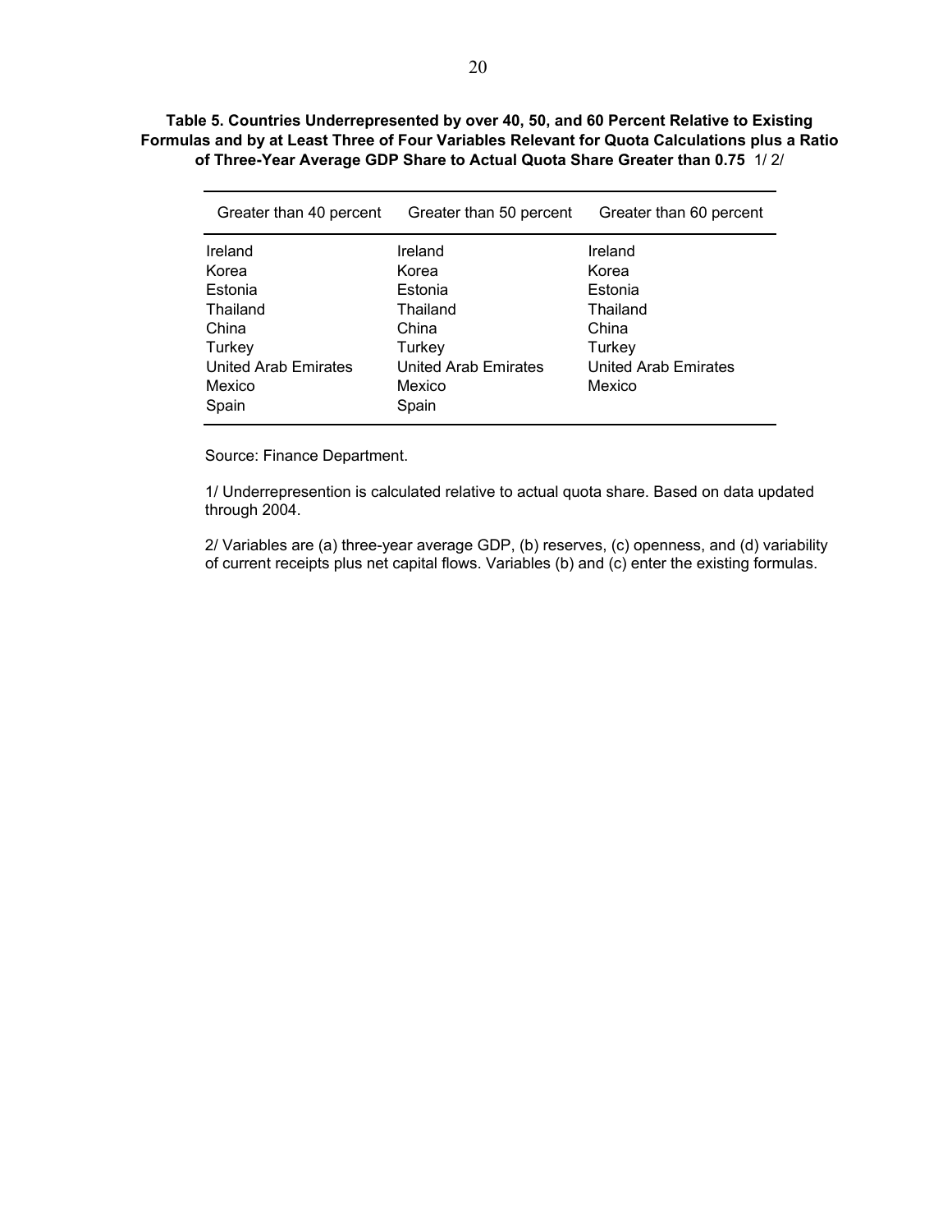**Table 5. Countries Underrepresented by over 40, 50, and 60 Percent Relative to Existing Formulas and by at Least Three of Four Variables Relevant for Quota Calculations plus a Ratio of Three-Year Average GDP Share to Actual Quota Share Greater than 0.75** 1/ 2/

| Greater than 40 percent | Greater than 50 percent | Greater than 60 percent |
|---|---|---|
| Ireland | Ireland | Ireland |
| Korea | Korea | Korea |
| Estonia | Estonia | Estonia |
| Thailand | Thailand | Thailand |
| China | China | China |
| Turkey | Turkey | Turkey |
| United Arab Emirates | United Arab Emirates | United Arab Emirates |
| Mexico | Mexico | Mexico |
| Spain | Spain | |

Source: Finance Department.

1/ Underrepresention is calculated relative to actual quota share. Based on data updated through 2004.

2/ Variables are (a) three-year average GDP, (b) reserves, (c) openness, and (d) variability of current receipts plus net capital flows. Variables (b) and (c) enter the existing formulas.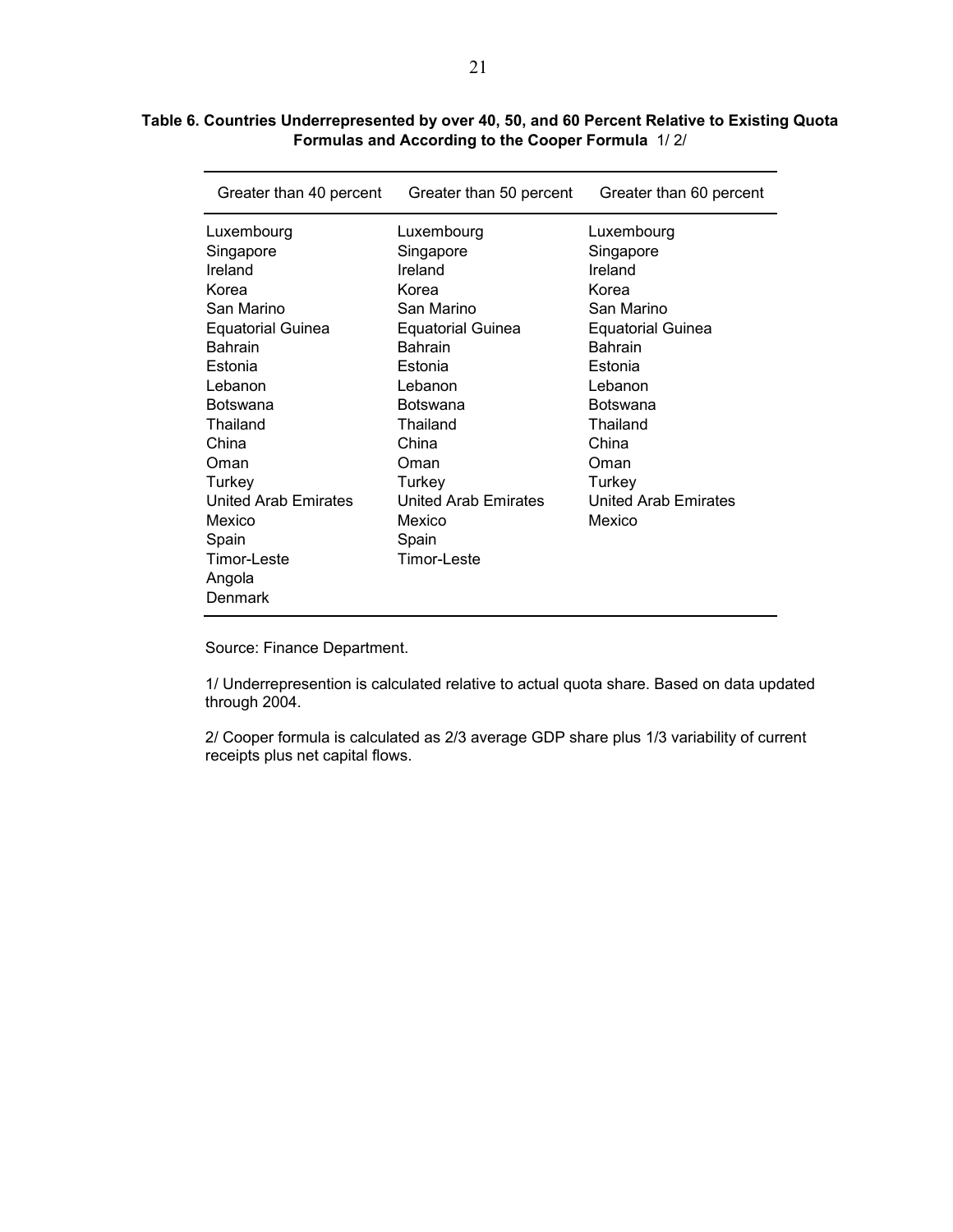**Table 6. Countries Underrepresented by over 40, 50, and 60 Percent Relative to Existing Quota Formulas and According to the Cooper Formula** 1/ 2/

| Greater than 40 percent | Greater than 50 percent | Greater than 60 percent |
|---|---|---|
| Luxembourg | Luxembourg | Luxembourg |
| Singapore | Singapore | Singapore |
| Ireland | Ireland | Ireland |
| Korea | Korea | Korea |
| San Marino | San Marino | San Marino |
| Equatorial Guinea | Equatorial Guinea | Equatorial Guinea |
| Bahrain | Bahrain | Bahrain |
| Estonia | Estonia | Estonia |
| Lebanon | Lebanon | Lebanon |
| Botswana | Botswana | Botswana |
| Thailand | Thailand | Thailand |
| China | China | China |
| Oman | Oman | Oman |
| Turkey | Turkey | Turkey |
| United Arab Emirates | United Arab Emirates | United Arab Emirates |
| Mexico | Mexico | Mexico |
| Spain | Spain | |
| Timor-Leste | Timor-Leste | |
| Angola | | |
| Denmark | | |

Source: Finance Department.

1/ Underrepresention is calculated relative to actual quota share. Based on data updated through 2004.

2/ Cooper formula is calculated as 2/3 average GDP share plus 1/3 variability of current receipts plus net capital flows.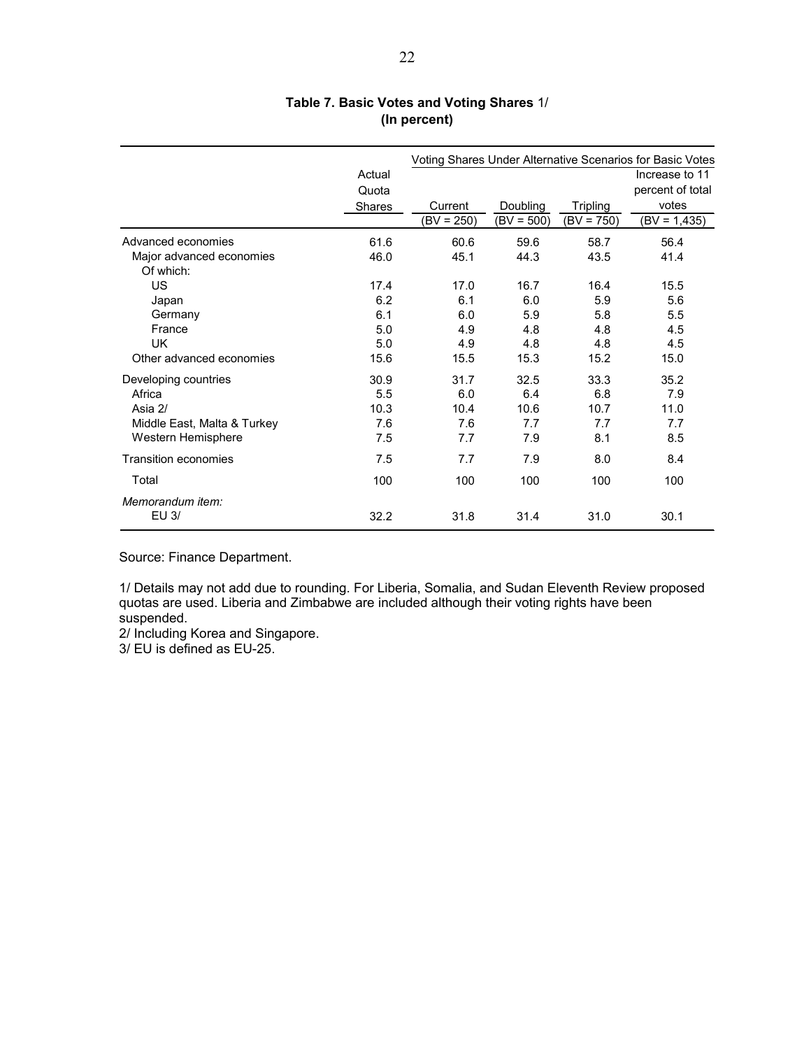**Table 7. Basic Votes and Voting Shares** 1/
**(In percent)**

| | Actual Quota Shares | Voting Shares Under Alternative Scenarios for Basic Votes | | | |
|---|---|---|---|---|---|
| | | Current (BV = 250) | Doubling (BV = 500) | Tripling (BV = 750) | Increase to 11 percent of total votes (BV = 1,435) |
| Advanced economies | 61.6 | 60.6 | 59.6 | 58.7 | 56.4 |
| Major advanced economies | 46.0 | 45.1 | 44.3 | 43.5 | 41.4 |
| Of which: | | | | | |
| US | 17.4 | 17.0 | 16.7 | 16.4 | 15.5 |
| Japan | 6.2 | 6.1 | 6.0 | 5.9 | 5.6 |
| Germany | 6.1 | 6.0 | 5.9 | 5.8 | 5.5 |
| France | 5.0 | 4.9 | 4.8 | 4.8 | 4.5 |
| UK | 5.0 | 4.9 | 4.8 | 4.8 | 4.5 |
| Other advanced economies | 15.6 | 15.5 | 15.3 | 15.2 | 15.0 |
| Developing countries | 30.9 | 31.7 | 32.5 | 33.3 | 35.2 |
| Africa | 5.5 | 6.0 | 6.4 | 6.8 | 7.9 |
| Asia 2/ | 10.3 | 10.4 | 10.6 | 10.7 | 11.0 |
| Middle East, Malta & Turkey | 7.6 | 7.6 | 7.7 | 7.7 | 7.7 |
| Western Hemisphere | 7.5 | 7.7 | 7.9 | 8.1 | 8.5 |
| Transition economies | 7.5 | 7.7 | 7.9 | 8.0 | 8.4 |
| Total | 100 | 100 | 100 | 100 | 100 |
| *Memorandum item:* | | | | | |
| EU 3/ | 32.2 | 31.8 | 31.4 | 31.0 | 30.1 |

Source: Finance Department.

1/ Details may not add due to rounding. For Liberia, Somalia, and Sudan Eleventh Review proposed quotas are used. Liberia and Zimbabwe are included although their voting rights have been suspended.

2/ Including Korea and Singapore.

3/ EU is defined as EU-25.